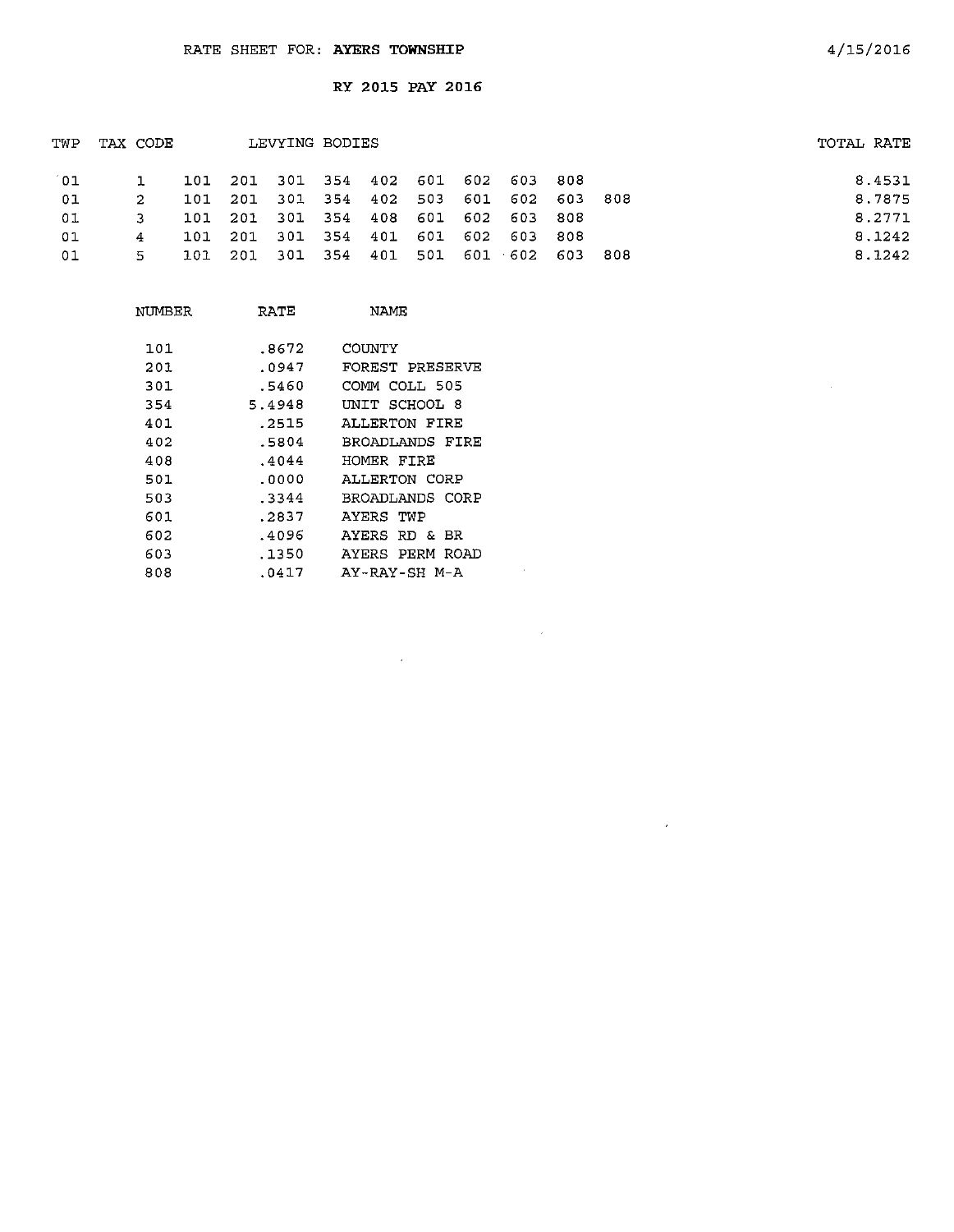RATE SHEET FOR: **AYERS TOWNSHIP** 4/15/2016

**RY 2015 PAY 2016**

| TWP | TAX CODE | LEVYING BODIES | | | | | | | | | | TOTAL RATE |
|---|---|---|---|---|---|---|---|---|---|---|---|---|
| 01 | 1 | 101 | 201 | 301 | 354 | 402 | 601 | 602 | 603 | 808 | | 8.4531 |
| 01 | 2 | 101 | 201 | 301 | 354 | 402 | 503 | 601 | 602 | 603 | 808 | 8.7875 |
| 01 | 3 | 101 | 201 | 301 | 354 | 408 | 601 | 602 | 603 | 808 | | 8.2771 |
| 01 | 4 | 101 | 201 | 301 | 354 | 401 | 601 | 602 | 603 | 808 | | 8.1242 |
| 01 | 5 | 101 | 201 | 301 | 354 | 401 | 501 | 601 | 602 | 603 | 808 | 8.1242 |

| NUMBER | RATE | NAME |
|---|---|---|
| 101 | .8672 | COUNTY |
| 201 | .0947 | FOREST PRESERVE |
| 301 | .5460 | COMM COLL 505 |
| 354 | 5.4948 | UNIT SCHOOL 8 |
| 401 | .2515 | ALLERTON FIRE |
| 402 | .5804 | BROADLANDS FIRE |
| 408 | .4044 | HOMER FIRE |
| 501 | .0000 | ALLERTON CORP |
| 503 | .3344 | BROADLANDS CORP |
| 601 | .2837 | AYERS TWP |
| 602 | .4096 | AYERS RD & BR |
| 603 | .1350 | AYERS PERM ROAD |
| 808 | .0417 | AY-RAY-SH M-A |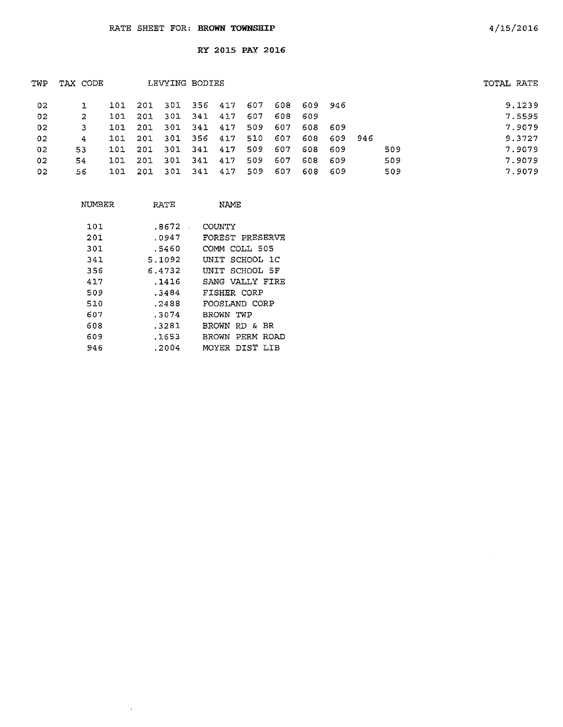RATE SHEET FOR: **BROWN TOWNSHIP** 4/15/2016

**RY 2015 PAY 2016**

| TWP | TAX CODE | LEVYING BODIES | | | | | | | | | | | TOTAL RATE |
|---|---|---|---|---|---|---|---|---|---|---|---|---|---|
| 02 | 1 | 101 | 201 | 301 | 356 | 417 | 607 | 608 | 609 | 946 | | | 9.1239 |
| 02 | 2 | 101 | 201 | 301 | 341 | 417 | 607 | 608 | 609 | | | | 7.5595 |
| 02 | 3 | 101 | 201 | 301 | 341 | 417 | 509 | 607 | 608 | 609 | | | 7.9079 |
| 02 | 4 | 101 | 201 | 301 | 356 | 417 | 510 | 607 | 608 | 609 | 946 | | 9.3727 |
| 02 | 53 | 101 | 201 | 301 | 341 | 417 | 509 | 607 | 608 | 609 | | 509 | 7.9079 |
| 02 | 54 | 101 | 201 | 301 | 341 | 417 | 509 | 607 | 608 | 609 | | 509 | 7.9079 |
| 02 | 56 | 101 | 201 | 301 | 341 | 417 | 509 | 607 | 608 | 609 | | 509 | 7.9079 |

| NUMBER | RATE | NAME |
|---|---|---|
| 101 | .8672 | COUNTY |
| 201 | .0947 | FOREST PRESERVE |
| 301 | .5460 | COMM COLL 505 |
| 341 | 5.1092 | UNIT SCHOOL 1C |
| 356 | 6.4732 | UNIT SCHOOL 5F |
| 417 | .1416 | SANG VALLY FIRE |
| 509 | .3484 | FISHER CORP |
| 510 | .2488 | FOOSLAND CORP |
| 607 | .3074 | BROWN TWP |
| 608 | .3281 | BROWN RD & BR |
| 609 | .1653 | BROWN PERM ROAD |
| 946 | .2004 | MOYER DIST LIB |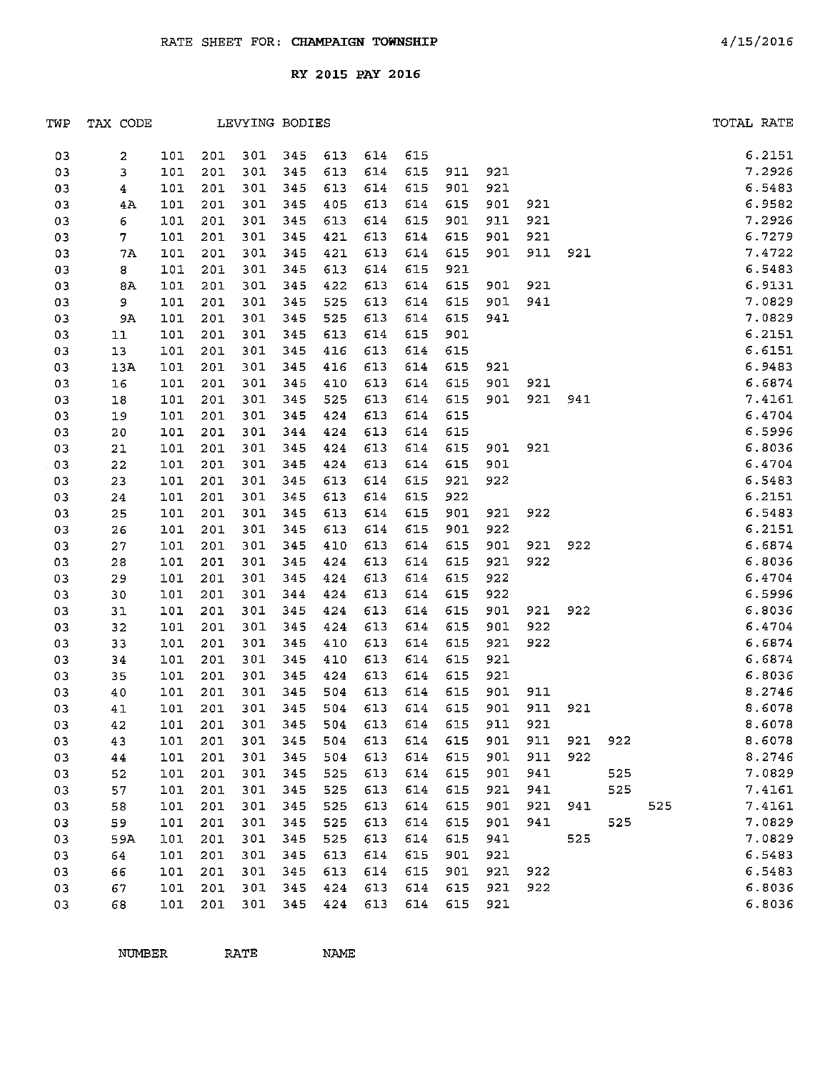RATE SHEET FOR: **CHAMPAIGN TOWNSHIP** 4/15/2016

**RY 2015 PAY 2016**

| TWP | TAX CODE | LEVYING BODIES | | | | | | | | | | | | | TOTAL RATE |
|---|---|---|---|---|---|---|---|---|---|---|---|---|---|---|---|
| 03 | 2 | 101 | 201 | 301 | 345 | 613 | 614 | 615 | | | | | | | 6.2151 |
| 03 | 3 | 101 | 201 | 301 | 345 | 613 | 614 | 615 | 911 | 921 | | | | | 7.2926 |
| 03 | 4 | 101 | 201 | 301 | 345 | 613 | 614 | 615 | 901 | 921 | | | | | 6.5483 |
| 03 | 4A | 101 | 201 | 301 | 345 | 405 | 613 | 614 | 615 | 901 | 921 | | | | 6.9582 |
| 03 | 6 | 101 | 201 | 301 | 345 | 613 | 614 | 615 | 901 | 911 | 921 | | | | 7.2926 |
| 03 | 7 | 101 | 201 | 301 | 345 | 421 | 613 | 614 | 615 | 901 | 921 | | | | 6.7279 |
| 03 | 7A | 101 | 201 | 301 | 345 | 421 | 613 | 614 | 615 | 901 | 911 | 921 | | | 7.4722 |
| 03 | 8 | 101 | 201 | 301 | 345 | 613 | 614 | 615 | 921 | | | | | | 6.5483 |
| 03 | 8A | 101 | 201 | 301 | 345 | 422 | 613 | 614 | 615 | 901 | 921 | | | | 6.9131 |
| 03 | 9 | 101 | 201 | 301 | 345 | 525 | 613 | 614 | 615 | 901 | 941 | | | | 7.0829 |
| 03 | 9A | 101 | 201 | 301 | 345 | 525 | 613 | 614 | 615 | 941 | | | | | 7.0829 |
| 03 | 11 | 101 | 201 | 301 | 345 | 613 | 614 | 615 | 901 | | | | | | 6.2151 |
| 03 | 13 | 101 | 201 | 301 | 345 | 416 | 613 | 614 | 615 | | | | | | 6.6151 |
| 03 | 13A | 101 | 201 | 301 | 345 | 416 | 613 | 614 | 615 | 921 | | | | | 6.9483 |
| 03 | 16 | 101 | 201 | 301 | 345 | 410 | 613 | 614 | 615 | 901 | 921 | | | | 6.6874 |
| 03 | 18 | 101 | 201 | 301 | 345 | 525 | 613 | 614 | 615 | 901 | 921 | 941 | | | 7.4161 |
| 03 | 19 | 101 | 201 | 301 | 345 | 424 | 613 | 614 | 615 | | | | | | 6.4704 |
| 03 | 20 | 101 | 201 | 301 | 344 | 424 | 613 | 614 | 615 | | | | | | 6.5996 |
| 03 | 21 | 101 | 201 | 301 | 345 | 424 | 613 | 614 | 615 | 901 | 921 | | | | 6.8036 |
| 03 | 22 | 101 | 201 | 301 | 345 | 424 | 613 | 614 | 615 | 901 | | | | | 6.4704 |
| 03 | 23 | 101 | 201 | 301 | 345 | 613 | 614 | 615 | 921 | 922 | | | | | 6.5483 |
| 03 | 24 | 101 | 201 | 301 | 345 | 613 | 614 | 615 | 922 | | | | | | 6.2151 |
| 03 | 25 | 101 | 201 | 301 | 345 | 613 | 614 | 615 | 901 | 921 | 922 | | | | 6.5483 |
| 03 | 26 | 101 | 201 | 301 | 345 | 613 | 614 | 615 | 901 | 922 | | | | | 6.2151 |
| 03 | 27 | 101 | 201 | 301 | 345 | 410 | 613 | 614 | 615 | 901 | 921 | 922 | | | 6.6874 |
| 03 | 28 | 101 | 201 | 301 | 345 | 424 | 613 | 614 | 615 | 921 | 922 | | | | 6.8036 |
| 03 | 29 | 101 | 201 | 301 | 345 | 424 | 613 | 614 | 615 | 922 | | | | | 6.4704 |
| 03 | 30 | 101 | 201 | 301 | 344 | 424 | 613 | 614 | 615 | 922 | | | | | 6.5996 |
| 03 | 31 | 101 | 201 | 301 | 345 | 424 | 613 | 614 | 615 | 901 | 921 | 922 | | | 6.8036 |
| 03 | 32 | 101 | 201 | 301 | 345 | 424 | 613 | 614 | 615 | 901 | 922 | | | | 6.4704 |
| 03 | 33 | 101 | 201 | 301 | 345 | 410 | 613 | 614 | 615 | 921 | 922 | | | | 6.6874 |
| 03 | 34 | 101 | 201 | 301 | 345 | 410 | 613 | 614 | 615 | 921 | | | | | 6.6874 |
| 03 | 35 | 101 | 201 | 301 | 345 | 424 | 613 | 614 | 615 | 921 | | | | | 6.8036 |
| 03 | 40 | 101 | 201 | 301 | 345 | 504 | 613 | 614 | 615 | 901 | 911 | | | | 8.2746 |
| 03 | 41 | 101 | 201 | 301 | 345 | 504 | 613 | 614 | 615 | 901 | 911 | 921 | | | 8.6078 |
| 03 | 42 | 101 | 201 | 301 | 345 | 504 | 613 | 614 | 615 | 911 | 921 | | | | 8.6078 |
| 03 | 43 | 101 | 201 | 301 | 345 | 504 | 613 | 614 | 615 | 901 | 911 | 921 | 922 | | 8.6078 |
| 03 | 44 | 101 | 201 | 301 | 345 | 504 | 613 | 614 | 615 | 901 | 911 | 922 | | | 8.2746 |
| 03 | 52 | 101 | 201 | 301 | 345 | 525 | 613 | 614 | 615 | 901 | 941 | | 525 | | 7.0829 |
| 03 | 57 | 101 | 201 | 301 | 345 | 525 | 613 | 614 | 615 | 921 | 941 | | 525 | | 7.4161 |
| 03 | 58 | 101 | 201 | 301 | 345 | 525 | 613 | 614 | 615 | 901 | 921 | 941 | | 525 | 7.4161 |
| 03 | 59 | 101 | 201 | 301 | 345 | 525 | 613 | 614 | 615 | 901 | 941 | | 525 | | 7.0829 |
| 03 | 59A | 101 | 201 | 301 | 345 | 525 | 613 | 614 | 615 | 941 | | 525 | | | 7.0829 |
| 03 | 64 | 101 | 201 | 301 | 345 | 613 | 614 | 615 | 901 | 921 | | | | | 6.5483 |
| 03 | 66 | 101 | 201 | 301 | 345 | 613 | 614 | 615 | 901 | 921 | 922 | | | | 6.5483 |
| 03 | 67 | 101 | 201 | 301 | 345 | 424 | 613 | 614 | 615 | 921 | 922 | | | | 6.8036 |
| 03 | 68 | 101 | 201 | 301 | 345 | 424 | 613 | 614 | 615 | 921 | | | | | 6.8036 |

NUMBER RATE NAME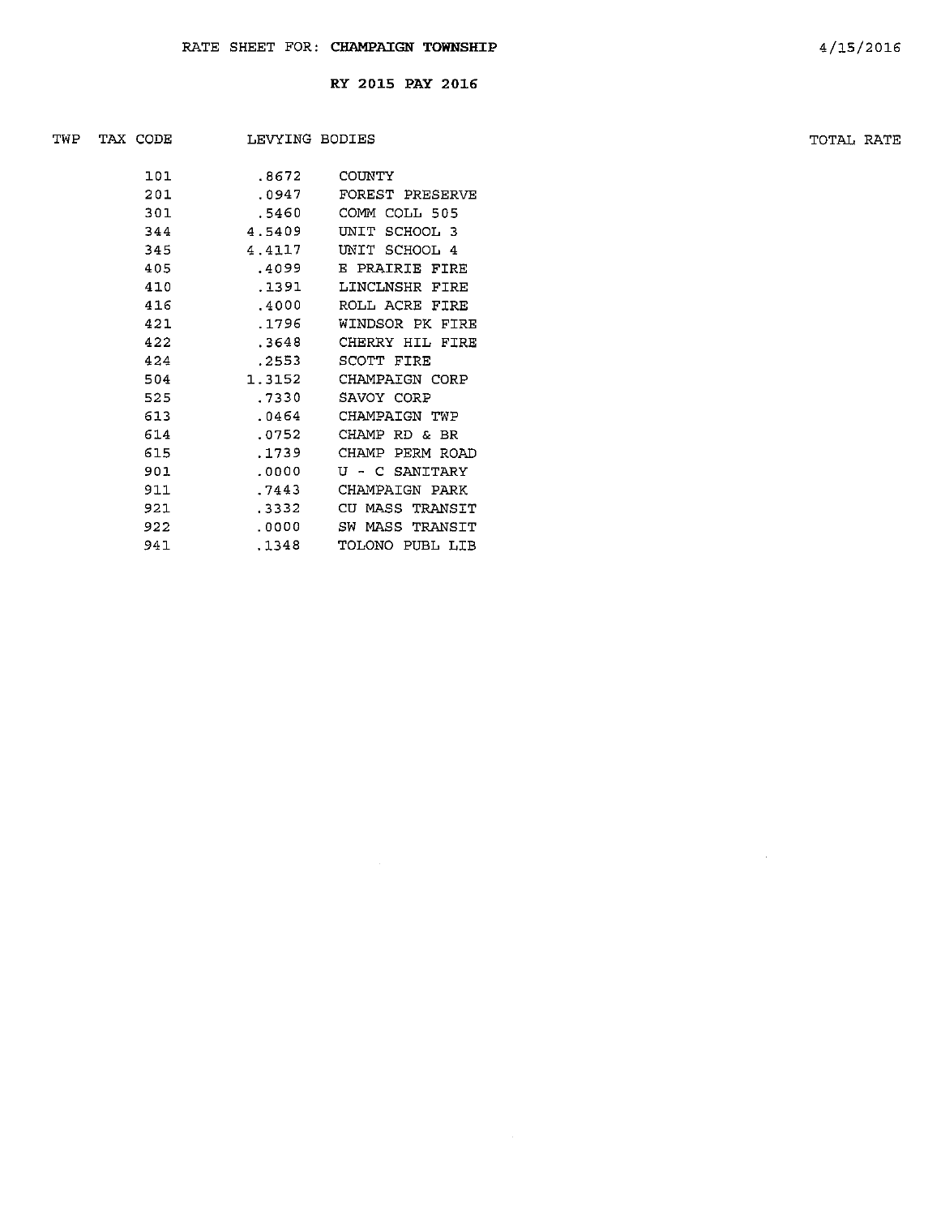RATE SHEET FOR: **CHAMPAIGN TOWNSHIP**

4/15/2016

**RY 2015 PAY 2016**

| TWP | TAX CODE | LEVYING BODIES | | TOTAL RATE |
|---|---|---|---|---|
| | 101 | .8672 | COUNTY | |
| | 201 | .0947 | FOREST PRESERVE | |
| | 301 | .5460 | COMM COLL 505 | |
| | 344 | 4.5409 | UNIT SCHOOL 3 | |
| | 345 | 4.4117 | UNIT SCHOOL 4 | |
| | 405 | .4099 | E PRAIRIE FIRE | |
| | 410 | .1391 | LINCLNSHR FIRE | |
| | 416 | .4000 | ROLL ACRE FIRE | |
| | 421 | .1796 | WINDSOR PK FIRE | |
| | 422 | .3648 | CHERRY HIL FIRE | |
| | 424 | .2553 | SCOTT FIRE | |
| | 504 | 1.3152 | CHAMPAIGN CORP | |
| | 525 | .7330 | SAVOY CORP | |
| | 613 | .0464 | CHAMPAIGN TWP | |
| | 614 | .0752 | CHAMP RD & BR | |
| | 615 | .1739 | CHAMP PERM ROAD | |
| | 901 | .0000 | U - C SANITARY | |
| | 911 | .7443 | CHAMPAIGN PARK | |
| | 921 | .3332 | CU MASS TRANSIT | |
| | 922 | .0000 | SW MASS TRANSIT | |
| | 941 | .1348 | TOLONO PUBL LIB | |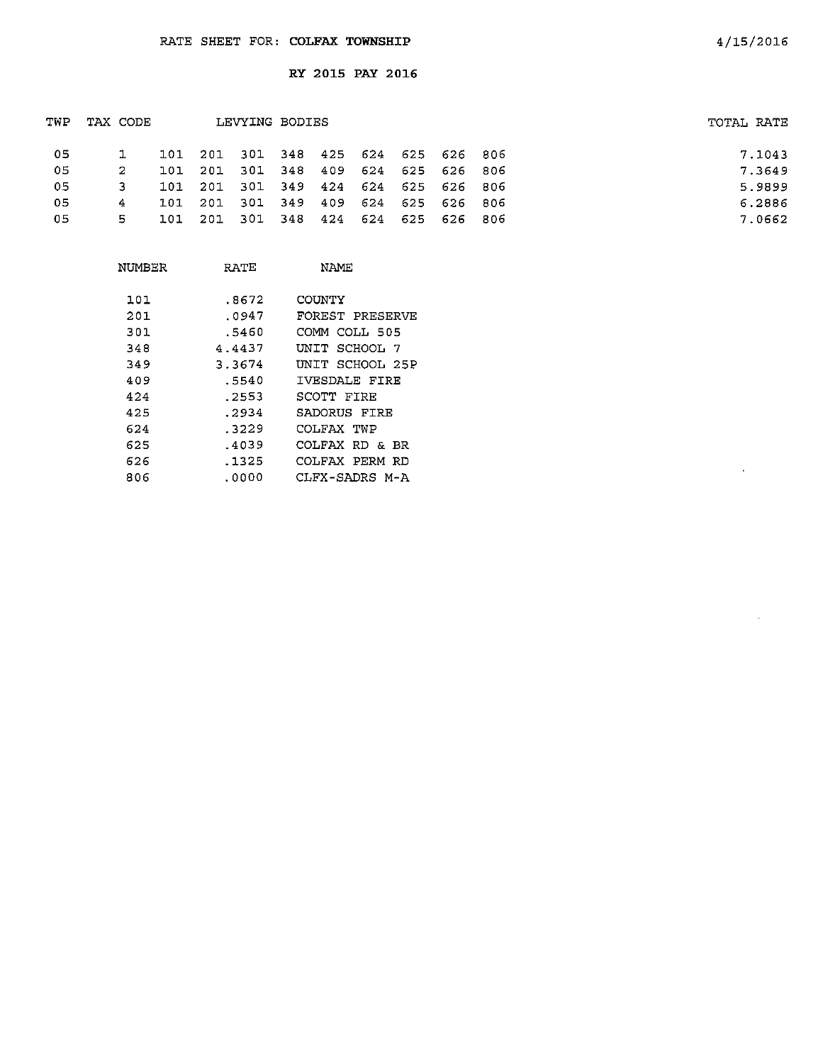# RATE SHEET FOR: COLFAX TOWNSHIP

4/15/2016

## RY 2015 PAY 2016

| TWP | TAX CODE | LEVYING BODIES | | | | | | | | | TOTAL RATE |
|---|---|---|---|---|---|---|---|---|---|---|---|
| 05 | 1 | 101 | 201 | 301 | 348 | 425 | 624 | 625 | 626 | 806 | 7.1043 |
| 05 | 2 | 101 | 201 | 301 | 348 | 409 | 624 | 625 | 626 | 806 | 7.3649 |
| 05 | 3 | 101 | 201 | 301 | 349 | 424 | 624 | 625 | 626 | 806 | 5.9899 |
| 05 | 4 | 101 | 201 | 301 | 349 | 409 | 624 | 625 | 626 | 806 | 6.2886 |
| 05 | 5 | 101 | 201 | 301 | 348 | 424 | 624 | 625 | 626 | 806 | 7.0662 |

| NUMBER | RATE | NAME |
|---|---|---|
| 101 | .8672 | COUNTY |
| 201 | .0947 | FOREST PRESERVE |
| 301 | .5460 | COMM COLL 505 |
| 348 | 4.4437 | UNIT SCHOOL 7 |
| 349 | 3.3674 | UNIT SCHOOL 25P |
| 409 | .5540 | IVESDALE FIRE |
| 424 | .2553 | SCOTT FIRE |
| 425 | .2934 | SADORUS FIRE |
| 624 | .3229 | COLFAX TWP |
| 625 | .4039 | COLFAX RD & BR |
| 626 | .1325 | COLFAX PERM RD |
| 806 | .0000 | CLFX-SADRS M-A |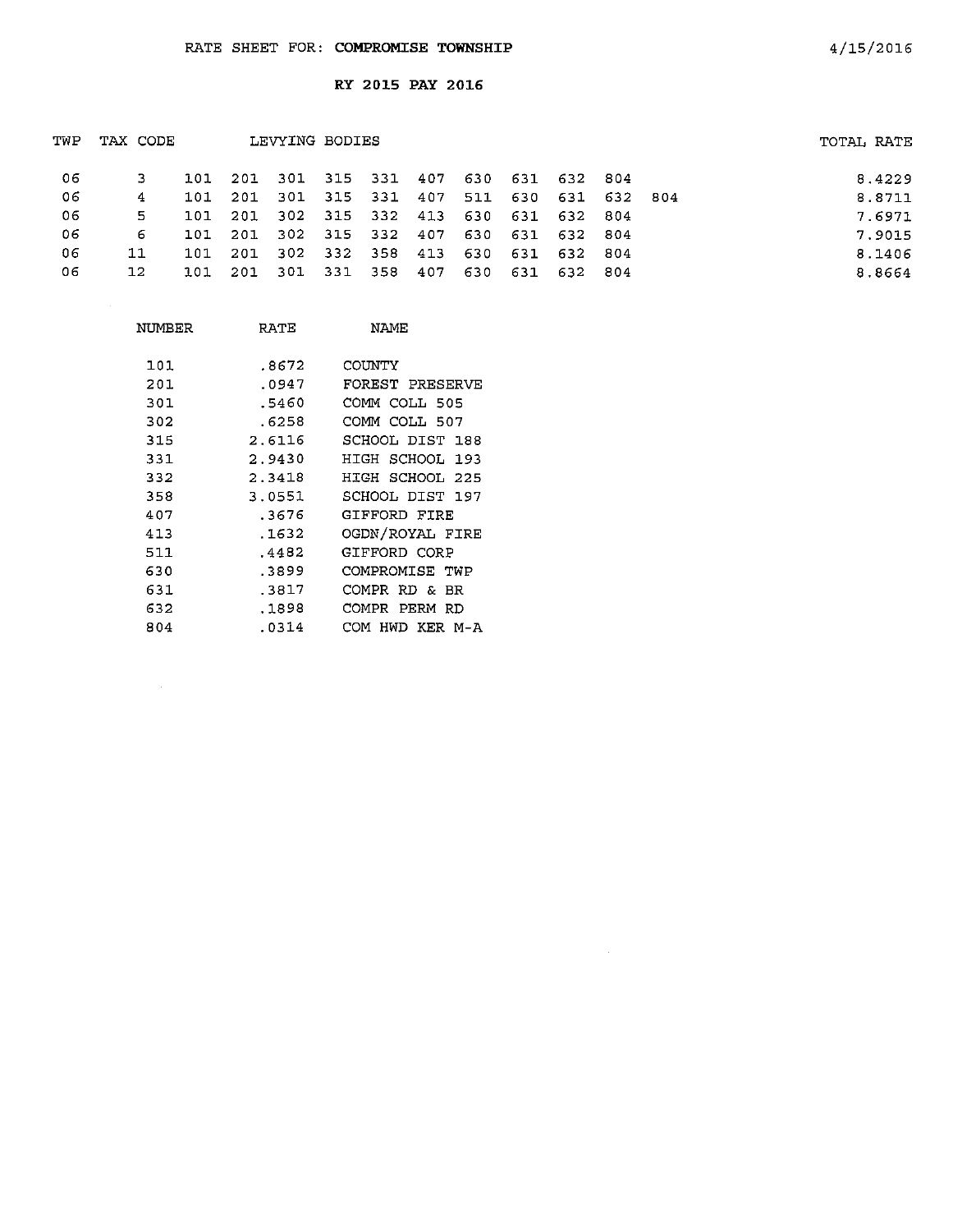RATE SHEET FOR: **COMPROMISE TOWNSHIP** 4/15/2016

**RY 2015 PAY 2016**

| TWP | TAX CODE | LEVYING BODIES | | | | | | | | | | | TOTAL RATE |
|---|---|---|---|---|---|---|---|---|---|---|---|---|---|
| 06 | 3 | 101 | 201 | 301 | 315 | 331 | 407 | 630 | 631 | 632 | 804 | | 8.4229 |
| 06 | 4 | 101 | 201 | 301 | 315 | 331 | 407 | 511 | 630 | 631 | 632 | 804 | 8.8711 |
| 06 | 5 | 101 | 201 | 302 | 315 | 332 | 413 | 630 | 631 | 632 | 804 | | 7.6971 |
| 06 | 6 | 101 | 201 | 302 | 315 | 332 | 407 | 630 | 631 | 632 | 804 | | 7.9015 |
| 06 | 11 | 101 | 201 | 302 | 332 | 358 | 413 | 630 | 631 | 632 | 804 | | 8.1406 |
| 06 | 12 | 101 | 201 | 301 | 331 | 358 | 407 | 630 | 631 | 632 | 804 | | 8.8664 |

| NUMBER | RATE | NAME |
|---|---|---|
| 101 | .8672 | COUNTY |
| 201 | .0947 | FOREST PRESERVE |
| 301 | .5460 | COMM COLL 505 |
| 302 | .6258 | COMM COLL 507 |
| 315 | 2.6116 | SCHOOL DIST 188 |
| 331 | 2.9430 | HIGH SCHOOL 193 |
| 332 | 2.3418 | HIGH SCHOOL 225 |
| 358 | 3.0551 | SCHOOL DIST 197 |
| 407 | .3676 | GIFFORD FIRE |
| 413 | .1632 | OGDN/ROYAL FIRE |
| 511 | .4482 | GIFFORD CORP |
| 630 | .3899 | COMPROMISE TWP |
| 631 | .3817 | COMPR RD & BR |
| 632 | .1898 | COMPR PERM RD |
| 804 | .0314 | COM HWD KER M-A |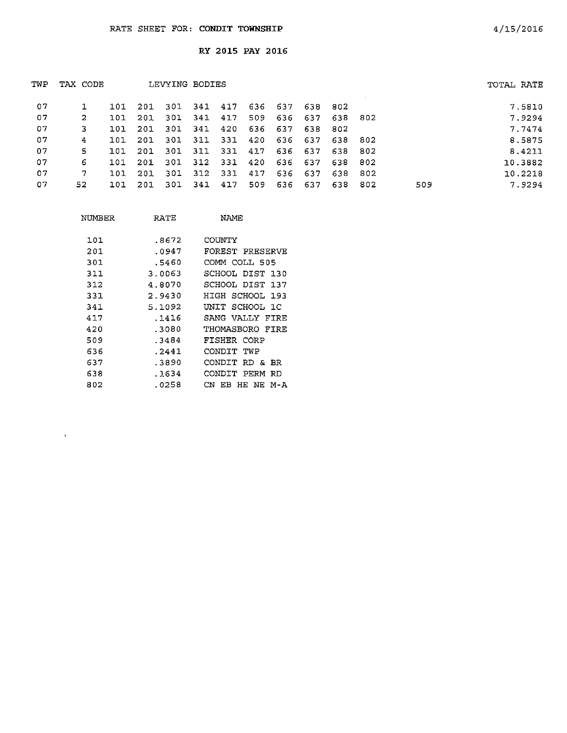RATE SHEET FOR: CONDIT TOWNSHIP

4/15/2016

## RY 2015 PAY 2016

| TWP | TAX CODE | LEVYING BODIES | | | | | | | | | | | TOTAL RATE |
|---|---|---|---|---|---|---|---|---|---|---|---|---|---|
| 07 | 1 | 101 | 201 | 301 | 341 | 417 | 636 | 637 | 638 | 802 | | | 7.5810 |
| 07 | 2 | 101 | 201 | 301 | 341 | 417 | 509 | 636 | 637 | 638 | 802 | | 7.9294 |
| 07 | 3 | 101 | 201 | 301 | 341 | 420 | 636 | 637 | 638 | 802 | | | 7.7474 |
| 07 | 4 | 101 | 201 | 301 | 311 | 331 | 420 | 636 | 637 | 638 | 802 | | 8.5875 |
| 07 | 5 | 101 | 201 | 301 | 311 | 331 | 417 | 636 | 637 | 638 | 802 | | 8.4211 |
| 07 | 6 | 101 | 201 | 301 | 312 | 331 | 420 | 636 | 637 | 638 | 802 | | 10.3882 |
| 07 | 7 | 101 | 201 | 301 | 312 | 331 | 417 | 636 | 637 | 638 | 802 | | 10.2218 |
| 07 | 52 | 101 | 201 | 301 | 341 | 417 | 509 | 636 | 637 | 638 | 802 | 509 | 7.9294 |

| NUMBER | RATE | NAME |
|---|---|---|
| 101 | .8672 | COUNTY |
| 201 | .0947 | FOREST PRESERVE |
| 301 | .5460 | COMM COLL 505 |
| 311 | 3.0063 | SCHOOL DIST 130 |
| 312 | 4.8070 | SCHOOL DIST 137 |
| 331 | 2.9430 | HIGH SCHOOL 193 |
| 341 | 5.1092 | UNIT SCHOOL 1C |
| 417 | .1416 | SANG VALLY FIRE |
| 420 | .3080 | THOMASBORO FIRE |
| 509 | .3484 | FISHER CORP |
| 636 | .2441 | CONDIT TWP |
| 637 | .3890 | CONDIT RD & BR |
| 638 | .1634 | CONDIT PERM RD |
| 802 | .0258 | CN EB HE NE M-A |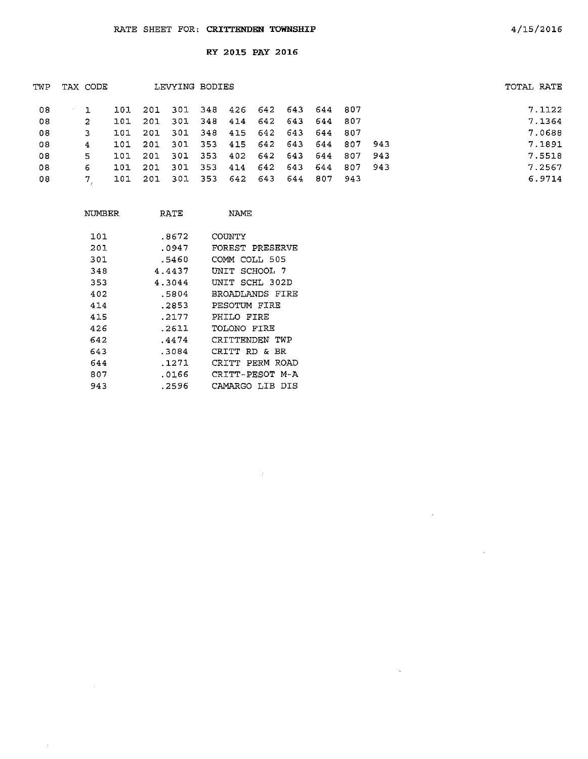RATE SHEET FOR: **CRITTENDEN TOWNSHIP**

4/15/2016

**RY 2015 PAY 2016**

| TWP | TAX CODE | LEVYING BODIES | | | | | | | | | | TOTAL RATE |
|---|---|---|---|---|---|---|---|---|---|---|---|---|
| 08 | 1 | 101 | 201 | 301 | 348 | 426 | 642 | 643 | 644 | 807 | | 7.1122 |
| 08 | 2 | 101 | 201 | 301 | 348 | 414 | 642 | 643 | 644 | 807 | | 7.1364 |
| 08 | 3 | 101 | 201 | 301 | 348 | 415 | 642 | 643 | 644 | 807 | | 7.0688 |
| 08 | 4 | 101 | 201 | 301 | 353 | 415 | 642 | 643 | 644 | 807 | 943 | 7.1891 |
| 08 | 5 | 101 | 201 | 301 | 353 | 402 | 642 | 643 | 644 | 807 | 943 | 7.5518 |
| 08 | 6 | 101 | 201 | 301 | 353 | 414 | 642 | 643 | 644 | 807 | 943 | 7.2567 |
| 08 | 7 | 101 | 201 | 301 | 353 | 642 | 643 | 644 | 807 | 943 | | 6.9714 |

| NUMBER | RATE | NAME |
|---|---|---|
| 101 | .8672 | COUNTY |
| 201 | .0947 | FOREST PRESERVE |
| 301 | .5460 | COMM COLL 505 |
| 348 | 4.4437 | UNIT SCHOOL 7 |
| 353 | 4.3044 | UNIT SCHL 302D |
| 402 | .5804 | BROADLANDS FIRE |
| 414 | .2853 | PESOTUM FIRE |
| 415 | .2177 | PHILO FIRE |
| 426 | .2611 | TOLONO FIRE |
| 642 | .4474 | CRITTENDEN TWP |
| 643 | .3084 | CRITT RD & BR |
| 644 | .1271 | CRITT PERM ROAD |
| 807 | .0166 | CRITT-PESOT M-A |
| 943 | .2596 | CAMARGO LIB DIS |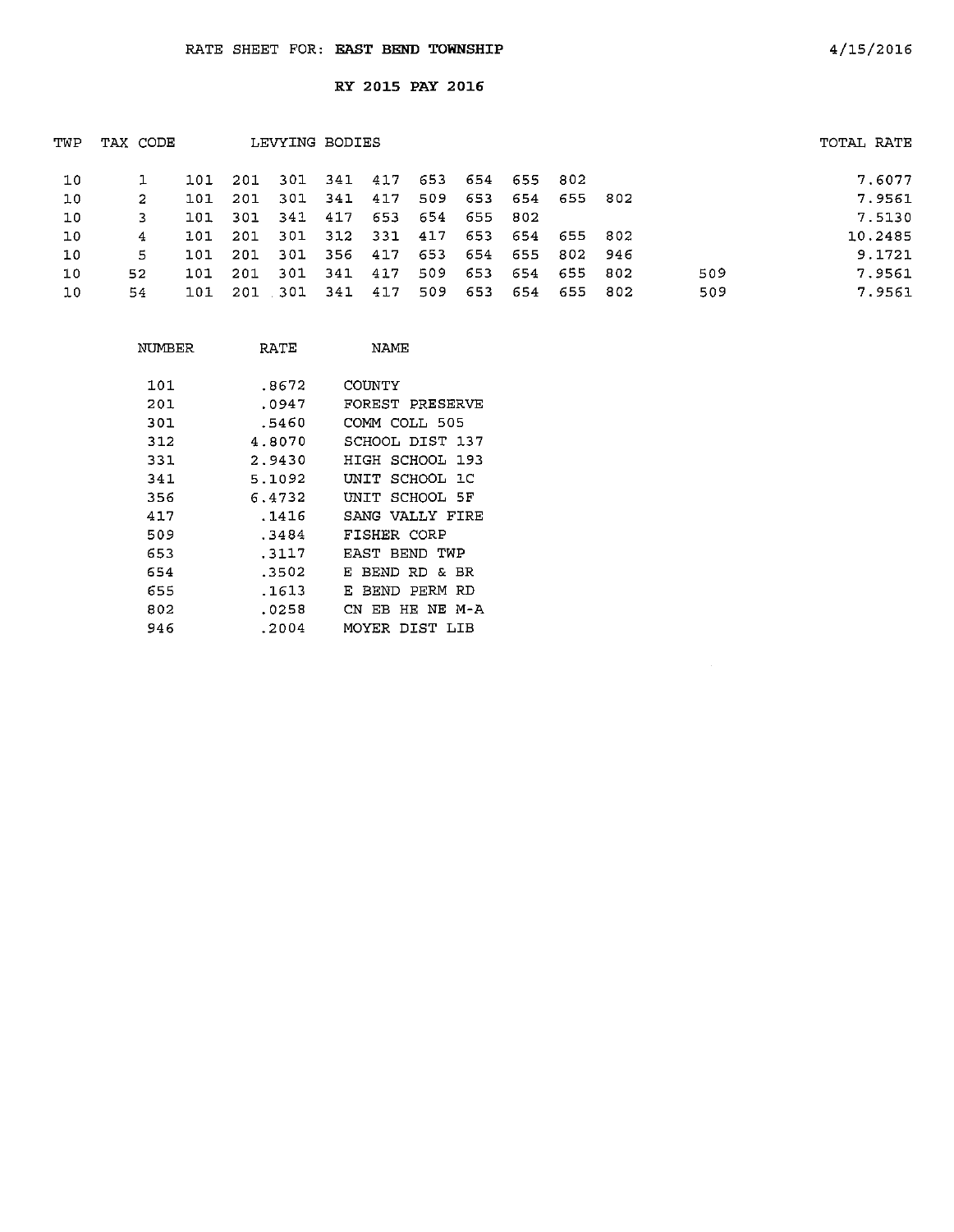RATE SHEET FOR: **EAST BEND TOWNSHIP**

4/15/2016

**RY 2015 PAY 2016**

| TWP | TAX CODE | LEVYING BODIES | | | | | | | | | | | TOTAL RATE |
|---|---|---|---|---|---|---|---|---|---|---|---|---|---|
| 10 | 1 | 101 | 201 | 301 | 341 | 417 | 653 | 654 | 655 | 802 | | | 7.6077 |
| 10 | 2 | 101 | 201 | 301 | 341 | 417 | 509 | 653 | 654 | 655 | 802 | | 7.9561 |
| 10 | 3 | 101 | 301 | 341 | 417 | 653 | 654 | 655 | 802 | | | | 7.5130 |
| 10 | 4 | 101 | 201 | 301 | 312 | 331 | 417 | 653 | 654 | 655 | 802 | | 10.2485 |
| 10 | 5 | 101 | 201 | 301 | 356 | 417 | 653 | 654 | 655 | 802 | 946 | | 9.1721 |
| 10 | 52 | 101 | 201 | 301 | 341 | 417 | 509 | 653 | 654 | 655 | 802 | 509 | 7.9561 |
| 10 | 54 | 101 | 201 | 301 | 341 | 417 | 509 | 653 | 654 | 655 | 802 | 509 | 7.9561 |

| NUMBER | RATE | NAME |
|---|---|---|
| 101 | .8672 | COUNTY |
| 201 | .0947 | FOREST PRESERVE |
| 301 | .5460 | COMM COLL 505 |
| 312 | 4.8070 | SCHOOL DIST 137 |
| 331 | 2.9430 | HIGH SCHOOL 193 |
| 341 | 5.1092 | UNIT SCHOOL 1C |
| 356 | 6.4732 | UNIT SCHOOL 5F |
| 417 | .1416 | SANG VALLY FIRE |
| 509 | .3484 | FISHER CORP |
| 653 | .3117 | EAST BEND TWP |
| 654 | .3502 | E BEND RD & BR |
| 655 | .1613 | E BEND PERM RD |
| 802 | .0258 | CN EB HE NE M-A |
| 946 | .2004 | MOYER DIST LIB |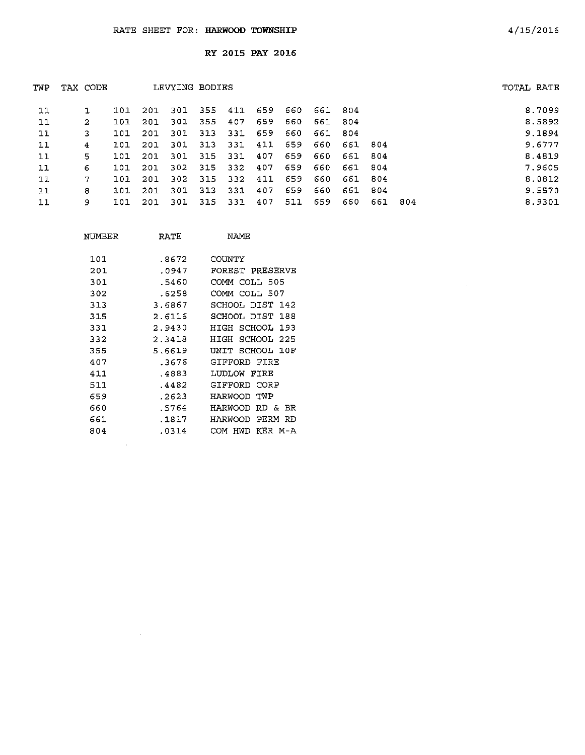RATE SHEET FOR: **HARWOOD TOWNSHIP**

4/15/2016

RY 2015 PAY 2016

| TWP | TAX CODE | LEVYING BODIES | | | | | | | | | | | TOTAL RATE |
|---|---|---|---|---|---|---|---|---|---|---|---|---|---|
| 11 | 1 | 101 | 201 | 301 | 355 | 411 | 659 | 660 | 661 | 804 | | | 8.7099 |
| 11 | 2 | 101 | 201 | 301 | 355 | 407 | 659 | 660 | 661 | 804 | | | 8.5892 |
| 11 | 3 | 101 | 201 | 301 | 313 | 331 | 659 | 660 | 661 | 804 | | | 9.1894 |
| 11 | 4 | 101 | 201 | 301 | 313 | 331 | 411 | 659 | 660 | 661 | 804 | | 9.6777 |
| 11 | 5 | 101 | 201 | 301 | 315 | 331 | 407 | 659 | 660 | 661 | 804 | | 8.4819 |
| 11 | 6 | 101 | 201 | 302 | 315 | 332 | 407 | 659 | 660 | 661 | 804 | | 7.9605 |
| 11 | 7 | 101 | 201 | 302 | 315 | 332 | 411 | 659 | 660 | 661 | 804 | | 8.0812 |
| 11 | 8 | 101 | 201 | 301 | 313 | 331 | 407 | 659 | 660 | 661 | 804 | | 9.5570 |
| 11 | 9 | 101 | 201 | 301 | 315 | 331 | 407 | 511 | 659 | 660 | 661 | 804 | 8.9301 |

| NUMBER | RATE | NAME |
|---|---|---|
| 101 | .8672 | COUNTY |
| 201 | .0947 | FOREST PRESERVE |
| 301 | .5460 | COMM COLL 505 |
| 302 | .6258 | COMM COLL 507 |
| 313 | 3.6867 | SCHOOL DIST 142 |
| 315 | 2.6116 | SCHOOL DIST 188 |
| 331 | 2.9430 | HIGH SCHOOL 193 |
| 332 | 2.3418 | HIGH SCHOOL 225 |
| 355 | 5.6619 | UNIT SCHOOL 10F |
| 407 | .3676 | GIFFORD FIRE |
| 411 | .4883 | LUDLOW FIRE |
| 511 | .4482 | GIFFORD CORP |
| 659 | .2623 | HARWOOD TWP |
| 660 | .5764 | HARWOOD RD & BR |
| 661 | .1817 | HARWOOD PERM RD |
| 804 | .0314 | COM HWD KER M-A |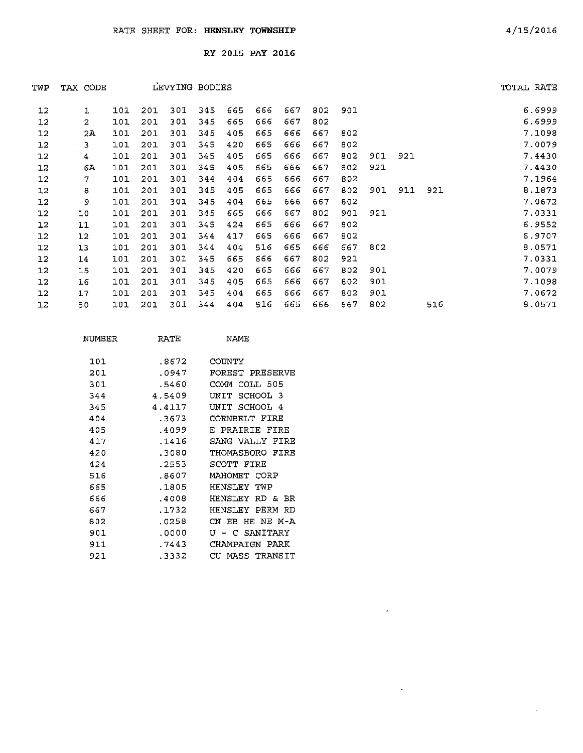RATE SHEET FOR: **HENSLEY TOWNSHIP** 4/15/2016

RY 2015 PAY 2016

| TWP | TAX CODE | LEVYING BODIES | | | | | | | | | | | | TOTAL RATE |
|---|---|---|---|---|---|---|---|---|---|---|---|---|---|---|
| 12 | 1 | 101 | 201 | 301 | 345 | 665 | 666 | 667 | 802 | 901 | | | | 6.6999 |
| 12 | 2 | 101 | 201 | 301 | 345 | 665 | 666 | 667 | 802 | | | | | 6.6999 |
| 12 | 2A | 101 | 201 | 301 | 345 | 405 | 665 | 666 | 667 | 802 | | | | 7.1098 |
| 12 | 3 | 101 | 201 | 301 | 345 | 420 | 665 | 666 | 667 | 802 | | | | 7.0079 |
| 12 | 4 | 101 | 201 | 301 | 345 | 405 | 665 | 666 | 667 | 802 | 901 | 921 | | 7.4430 |
| 12 | 6A | 101 | 201 | 301 | 345 | 405 | 665 | 666 | 667 | 802 | 921 | | | 7.4430 |
| 12 | 7 | 101 | 201 | 301 | 344 | 404 | 665 | 666 | 667 | 802 | | | | 7.1964 |
| 12 | 8 | 101 | 201 | 301 | 345 | 405 | 665 | 666 | 667 | 802 | 901 | 911 | 921 | 8.1873 |
| 12 | 9 | 101 | 201 | 301 | 345 | 404 | 665 | 666 | 667 | 802 | | | | 7.0672 |
| 12 | 10 | 101 | 201 | 301 | 345 | 665 | 666 | 667 | 802 | 901 | 921 | | | 7.0331 |
| 12 | 11 | 101 | 201 | 301 | 345 | 424 | 665 | 666 | 667 | 802 | | | | 6.9552 |
| 12 | 12 | 101 | 201 | 301 | 344 | 417 | 665 | 666 | 667 | 802 | | | | 6.9707 |
| 12 | 13 | 101 | 201 | 301 | 344 | 404 | 516 | 665 | 666 | 667 | 802 | | | 8.0571 |
| 12 | 14 | 101 | 201 | 301 | 345 | 665 | 666 | 667 | 802 | 921 | | | | 7.0331 |
| 12 | 15 | 101 | 201 | 301 | 345 | 420 | 665 | 666 | 667 | 802 | 901 | | | 7.0079 |
| 12 | 16 | 101 | 201 | 301 | 345 | 405 | 665 | 666 | 667 | 802 | 901 | | | 7.1098 |
| 12 | 17 | 101 | 201 | 301 | 345 | 404 | 665 | 666 | 667 | 802 | 901 | | | 7.0672 |
| 12 | 50 | 101 | 201 | 301 | 344 | 404 | 516 | 665 | 666 | 667 | 802 | | 516 | 8.0571 |

| NUMBER | RATE | NAME |
|---|---|---|
| 101 | .8672 | COUNTY |
| 201 | .0947 | FOREST PRESERVE |
| 301 | .5460 | COMM COLL 505 |
| 344 | 4.5409 | UNIT SCHOOL 3 |
| 345 | 4.4117 | UNIT SCHOOL 4 |
| 404 | .3673 | CORNBELT FIRE |
| 405 | .4099 | E PRAIRIE FIRE |
| 417 | .1416 | SANG VALLY FIRE |
| 420 | .3080 | THOMASBORO FIRE |
| 424 | .2553 | SCOTT FIRE |
| 516 | .8607 | MAHOMET CORP |
| 665 | .1805 | HENSLEY TWP |
| 666 | .4008 | HENSLEY RD & BR |
| 667 | .1732 | HENSLEY PERM RD |
| 802 | .0258 | CN EB HE NE M-A |
| 901 | .0000 | U - C SANITARY |
| 911 | .7443 | CHAMPAIGN PARK |
| 921 | .3332 | CU MASS TRANSIT |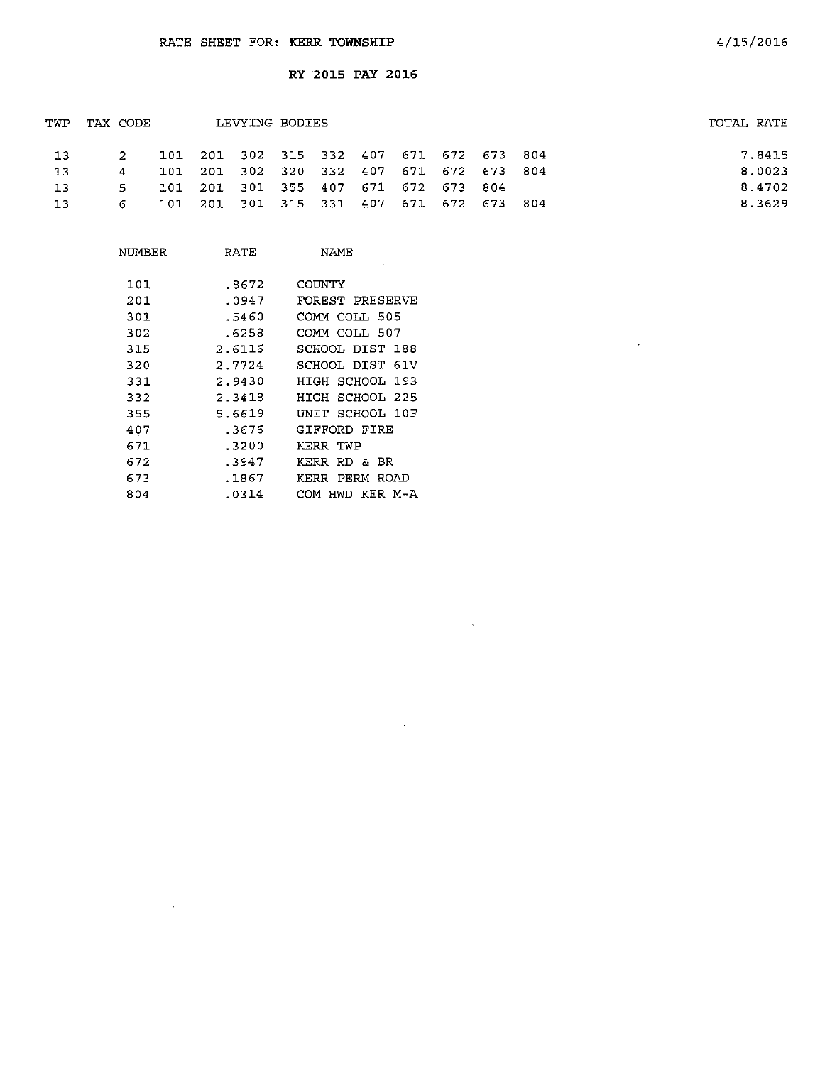RATE SHEET FOR: **KERR TOWNSHIP**

4/15/2016

**RY 2015 PAY 2016**

| TWP | TAX CODE | LEVYING BODIES | | | | | | | | | | TOTAL RATE |
|---|---|---|---|---|---|---|---|---|---|---|---|---|
| 13 | 2 | 101 | 201 | 302 | 315 | 332 | 407 | 671 | 672 | 673 | 804 | 7.8415 |
| 13 | 4 | 101 | 201 | 302 | 320 | 332 | 407 | 671 | 672 | 673 | 804 | 8.0023 |
| 13 | 5 | 101 | 201 | 301 | 355 | 407 | 671 | 672 | 673 | 804 | | 8.4702 |
| 13 | 6 | 101 | 201 | 301 | 315 | 331 | 407 | 671 | 672 | 673 | 804 | 8.3629 |

| NUMBER | RATE | NAME |
|---|---|---|
| 101 | .8672 | COUNTY |
| 201 | .0947 | FOREST PRESERVE |
| 301 | .5460 | COMM COLL 505 |
| 302 | .6258 | COMM COLL 507 |
| 315 | 2.6116 | SCHOOL DIST 188 |
| 320 | 2.7724 | SCHOOL DIST 61V |
| 331 | 2.9430 | HIGH SCHOOL 193 |
| 332 | 2.3418 | HIGH SCHOOL 225 |
| 355 | 5.6619 | UNIT SCHOOL 10F |
| 407 | .3676 | GIFFORD FIRE |
| 671 | .3200 | KERR TWP |
| 672 | .3947 | KERR RD & BR |
| 673 | .1867 | KERR PERM ROAD |
| 804 | .0314 | COM HWD KER M-A |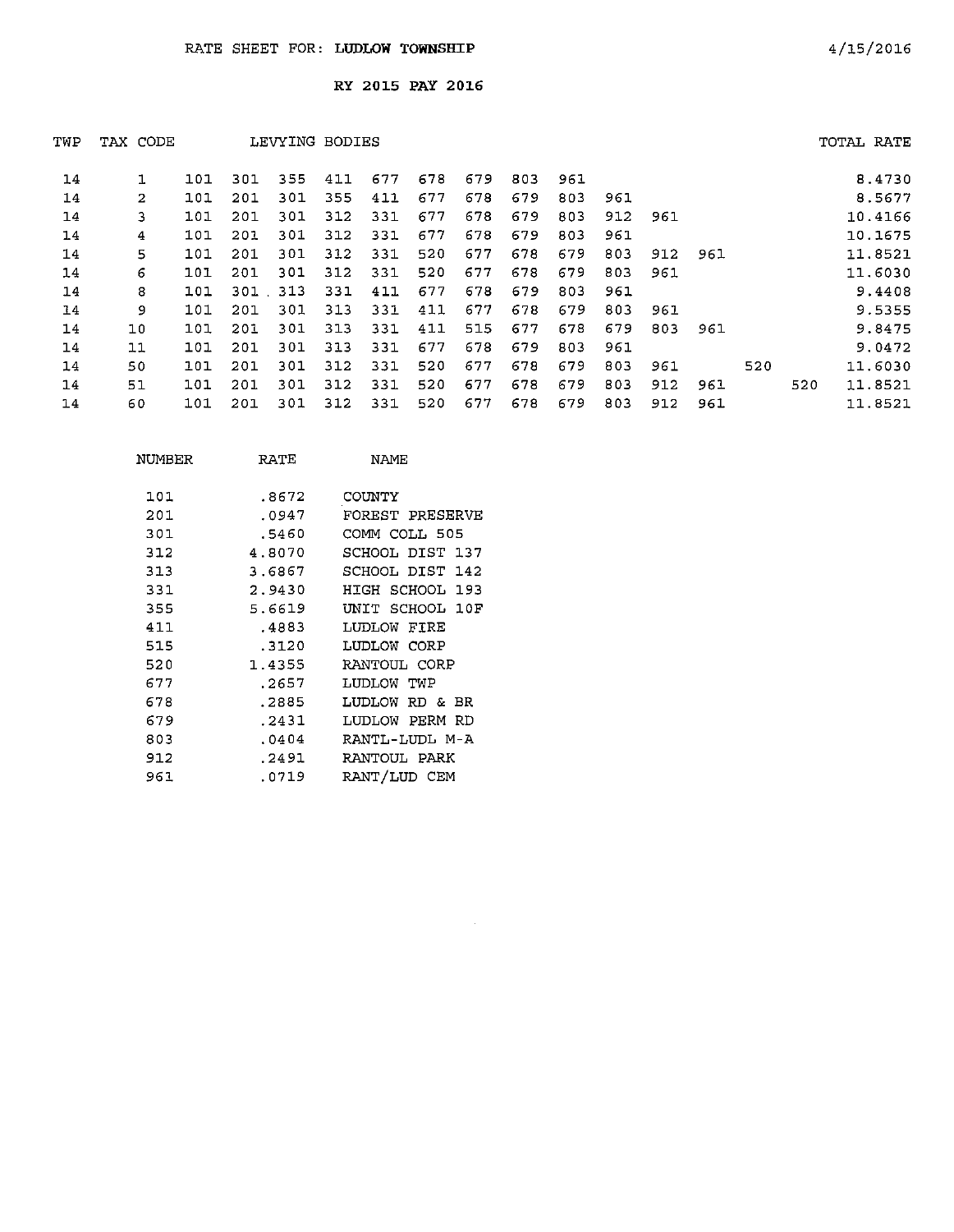RATE SHEET FOR: **LUDLOW TOWNSHIP** 4/15/2016

**RY 2015 PAY 2016**

| TWP | TAX CODE | LEVYING BODIES | | | | | | | | | | | | | | TOTAL RATE |
|---|---|---|---|---|---|---|---|---|---|---|---|---|---|---|---|---|
| 14 | 1 | 101 | 301 | 355 | 411 | 677 | 678 | 679 | 803 | 961 | | | | | | 8.4730 |
| 14 | 2 | 101 | 201 | 301 | 355 | 411 | 677 | 678 | 679 | 803 | 961 | | | | | 8.5677 |
| 14 | 3 | 101 | 201 | 301 | 312 | 331 | 677 | 678 | 679 | 803 | 912 | 961 | | | | 10.4166 |
| 14 | 4 | 101 | 201 | 301 | 312 | 331 | 677 | 678 | 679 | 803 | 961 | | | | | 10.1675 |
| 14 | 5 | 101 | 201 | 301 | 312 | 331 | 520 | 677 | 678 | 679 | 803 | 912 | 961 | | | 11.8521 |
| 14 | 6 | 101 | 201 | 301 | 312 | 331 | 520 | 677 | 678 | 679 | 803 | 961 | | | | 11.6030 |
| 14 | 8 | 101 | 301 | 313 | 331 | 411 | 677 | 678 | 679 | 803 | 961 | | | | | 9.4408 |
| 14 | 9 | 101 | 201 | 301 | 313 | 331 | 411 | 677 | 678 | 679 | 803 | 961 | | | | 9.5355 |
| 14 | 10 | 101 | 201 | 301 | 313 | 331 | 411 | 515 | 677 | 678 | 679 | 803 | 961 | | | 9.8475 |
| 14 | 11 | 101 | 201 | 301 | 313 | 331 | 677 | 678 | 679 | 803 | 961 | | | | | 9.0472 |
| 14 | 50 | 101 | 201 | 301 | 312 | 331 | 520 | 677 | 678 | 679 | 803 | 961 | | 520 | | 11.6030 |
| 14 | 51 | 101 | 201 | 301 | 312 | 331 | 520 | 677 | 678 | 679 | 803 | 912 | 961 | | 520 | 11.8521 |
| 14 | 60 | 101 | 201 | 301 | 312 | 331 | 520 | 677 | 678 | 679 | 803 | 912 | 961 | | | 11.8521 |

| NUMBER | RATE | NAME |
|---|---|---|
| 101 | .8672 | COUNTY |
| 201 | .0947 | FOREST PRESERVE |
| 301 | .5460 | COMM COLL 505 |
| 312 | 4.8070 | SCHOOL DIST 137 |
| 313 | 3.6867 | SCHOOL DIST 142 |
| 331 | 2.9430 | HIGH SCHOOL 193 |
| 355 | 5.6619 | UNIT SCHOOL 10F |
| 411 | .4883 | LUDLOW FIRE |
| 515 | .3120 | LUDLOW CORP |
| 520 | 1.4355 | RANTOUL CORP |
| 677 | .2657 | LUDLOW TWP |
| 678 | .2885 | LUDLOW RD & BR |
| 679 | .2431 | LUDLOW PERM RD |
| 803 | .0404 | RANTL-LUDL M-A |
| 912 | .2491 | RANTOUL PARK |
| 961 | .0719 | RANT/LUD CEM |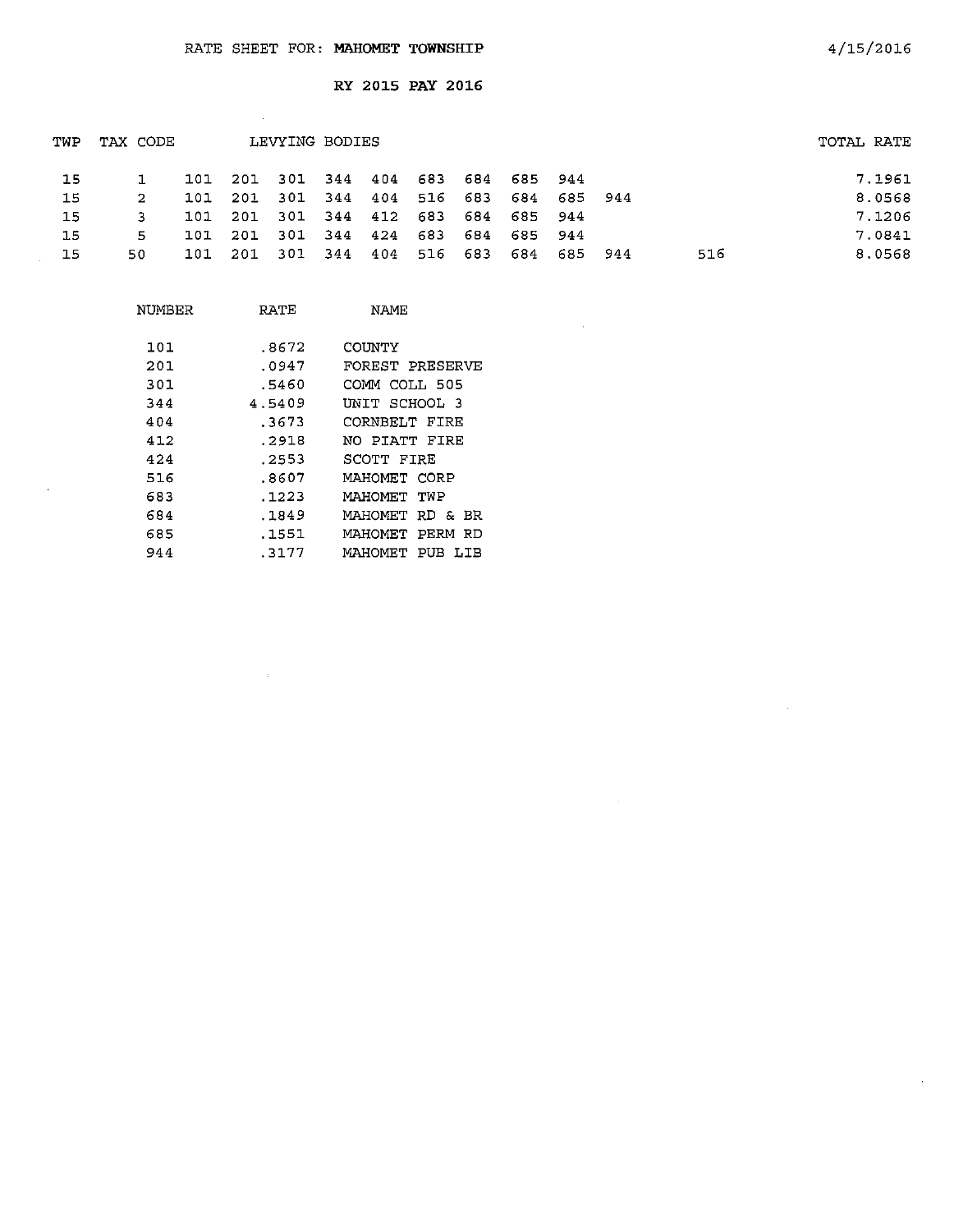RATE SHEET FOR: **MAHOMET TOWNSHIP** 4/15/2016

**RY 2015 PAY 2016**

| TWP | TAX CODE | LEVYING BODIES | | | | | | | | | | | TOTAL RATE |
|---|---|---|---|---|---|---|---|---|---|---|---|---|---|
| 15 | 1 | 101 | 201 | 301 | 344 | 404 | 683 | 684 | 685 | 944 | | | 7.1961 |
| 15 | 2 | 101 | 201 | 301 | 344 | 404 | 516 | 683 | 684 | 685 | 944 | | 8.0568 |
| 15 | 3 | 101 | 201 | 301 | 344 | 412 | 683 | 684 | 685 | 944 | | | 7.1206 |
| 15 | 5 | 101 | 201 | 301 | 344 | 424 | 683 | 684 | 685 | 944 | | | 7.0841 |
| 15 | 50 | 101 | 201 | 301 | 344 | 404 | 516 | 683 | 684 | 685 | 944 | 516 | 8.0568 |

| NUMBER | RATE | NAME |
|---|---|---|
| 101 | .8672 | COUNTY |
| 201 | .0947 | FOREST PRESERVE |
| 301 | .5460 | COMM COLL 505 |
| 344 | 4.5409 | UNIT SCHOOL 3 |
| 404 | .3673 | CORNBELT FIRE |
| 412 | .2918 | NO PIATT FIRE |
| 424 | .2553 | SCOTT FIRE |
| 516 | .8607 | MAHOMET CORP |
| 683 | .1223 | MAHOMET TWP |
| 684 | .1849 | MAHOMET RD & BR |
| 685 | .1551 | MAHOMET PERM RD |
| 944 | .3177 | MAHOMET PUB LIB |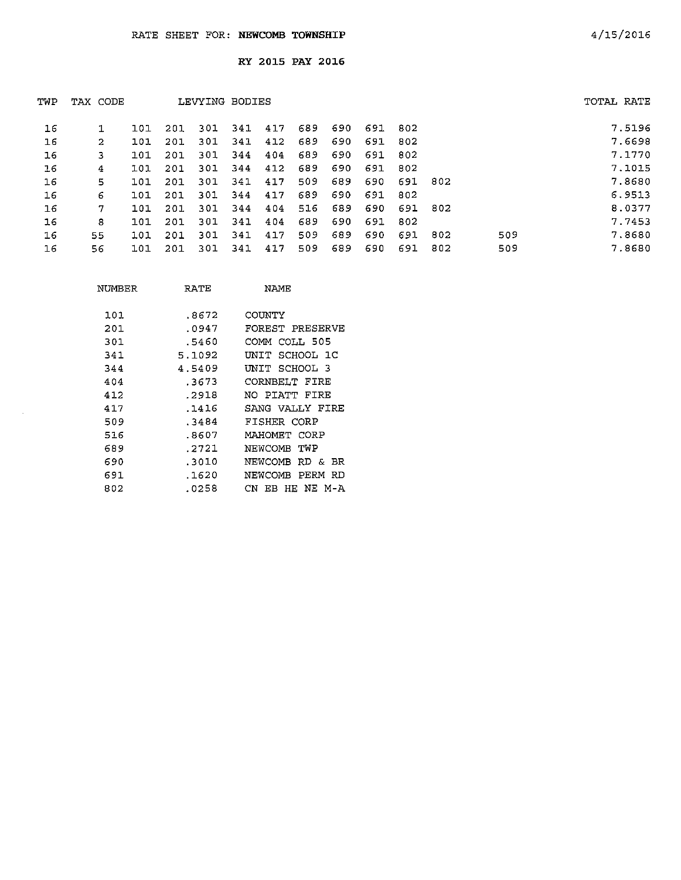RATE SHEET FOR: **NEWCOMB TOWNSHIP** 4/15/2016

**RY 2015 PAY 2016**

| TWP | TAX CODE | LEVYING BODIES | | | | | | | | | | | TOTAL RATE |
|---|---|---|---|---|---|---|---|---|---|---|---|---|---|
| 16 | 1 | 101 | 201 | 301 | 341 | 417 | 689 | 690 | 691 | 802 | | | 7.5196 |
| 16 | 2 | 101 | 201 | 301 | 341 | 412 | 689 | 690 | 691 | 802 | | | 7.6698 |
| 16 | 3 | 101 | 201 | 301 | 344 | 404 | 689 | 690 | 691 | 802 | | | 7.1770 |
| 16 | 4 | 101 | 201 | 301 | 344 | 412 | 689 | 690 | 691 | 802 | | | 7.1015 |
| 16 | 5 | 101 | 201 | 301 | 341 | 417 | 509 | 689 | 690 | 691 | 802 | | 7.8680 |
| 16 | 6 | 101 | 201 | 301 | 344 | 417 | 689 | 690 | 691 | 802 | | | 6.9513 |
| 16 | 7 | 101 | 201 | 301 | 344 | 404 | 516 | 689 | 690 | 691 | 802 | | 8.0377 |
| 16 | 8 | 101 | 201 | 301 | 341 | 404 | 689 | 690 | 691 | 802 | | | 7.7453 |
| 16 | 55 | 101 | 201 | 301 | 341 | 417 | 509 | 689 | 690 | 691 | 802 | 509 | 7.8680 |
| 16 | 56 | 101 | 201 | 301 | 341 | 417 | 509 | 689 | 690 | 691 | 802 | 509 | 7.8680 |

| NUMBER | RATE | NAME |
|---|---|---|
| 101 | .8672 | COUNTY |
| 201 | .0947 | FOREST PRESERVE |
| 301 | .5460 | COMM COLL 505 |
| 341 | 5.1092 | UNIT SCHOOL 1C |
| 344 | 4.5409 | UNIT SCHOOL 3 |
| 404 | .3673 | CORNBELT FIRE |
| 412 | .2918 | NO PIATT FIRE |
| 417 | .1416 | SANG VALLY FIRE |
| 509 | .3484 | FISHER CORP |
| 516 | .8607 | MAHOMET CORP |
| 689 | .2721 | NEWCOMB TWP |
| 690 | .3010 | NEWCOMB RD & BR |
| 691 | .1620 | NEWCOMB PERM RD |
| 802 | .0258 | CN EB HE NE M-A |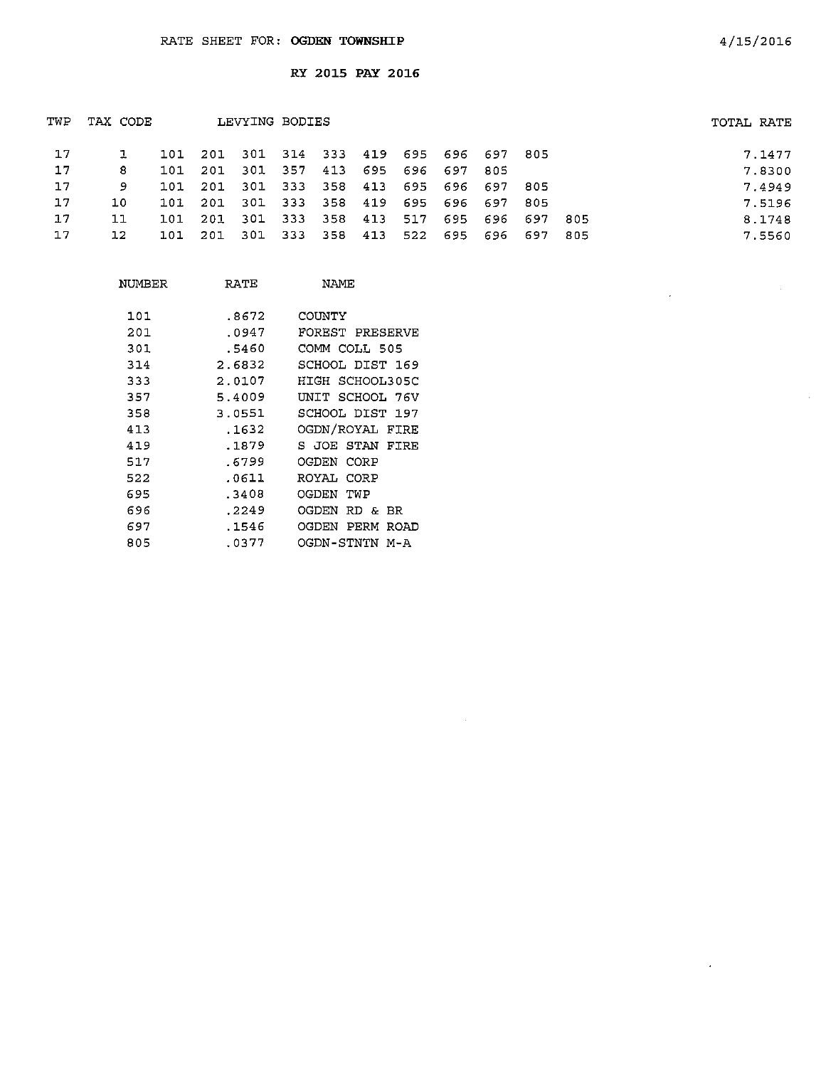RATE SHEET FOR: **OGDEN TOWNSHIP**

4/15/2016

**RY 2015 PAY 2016**

| TWP | TAX CODE | LEVYING BODIES | | | | | | | | | | | TOTAL RATE |
|---|---|---|---|---|---|---|---|---|---|---|---|---|---|
| 17 | 1 | 101 | 201 | 301 | 314 | 333 | 419 | 695 | 696 | 697 | 805 | | 7.1477 |
| 17 | 8 | 101 | 201 | 301 | 357 | 413 | 695 | 696 | 697 | 805 | | | 7.8300 |
| 17 | 9 | 101 | 201 | 301 | 333 | 358 | 413 | 695 | 696 | 697 | 805 | | 7.4949 |
| 17 | 10 | 101 | 201 | 301 | 333 | 358 | 419 | 695 | 696 | 697 | 805 | | 7.5196 |
| 17 | 11 | 101 | 201 | 301 | 333 | 358 | 413 | 517 | 695 | 696 | 697 | 805 | 8.1748 |
| 17 | 12 | 101 | 201 | 301 | 333 | 358 | 413 | 522 | 695 | 696 | 697 | 805 | 7.5560 |

| NUMBER | RATE | NAME |
|---|---|---|
| 101 | .8672 | COUNTY |
| 201 | .0947 | FOREST PRESERVE |
| 301 | .5460 | COMM COLL 505 |
| 314 | 2.6832 | SCHOOL DIST 169 |
| 333 | 2.0107 | HIGH SCHOOL305C |
| 357 | 5.4009 | UNIT SCHOOL 76V |
| 358 | 3.0551 | SCHOOL DIST 197 |
| 413 | .1632 | OGDN/ROYAL FIRE |
| 419 | .1879 | S JOE STAN FIRE |
| 517 | .6799 | OGDEN CORP |
| 522 | .0611 | ROYAL CORP |
| 695 | .3408 | OGDEN TWP |
| 696 | .2249 | OGDEN RD & BR |
| 697 | .1546 | OGDEN PERM ROAD |
| 805 | .0377 | OGDN-STNTN M-A |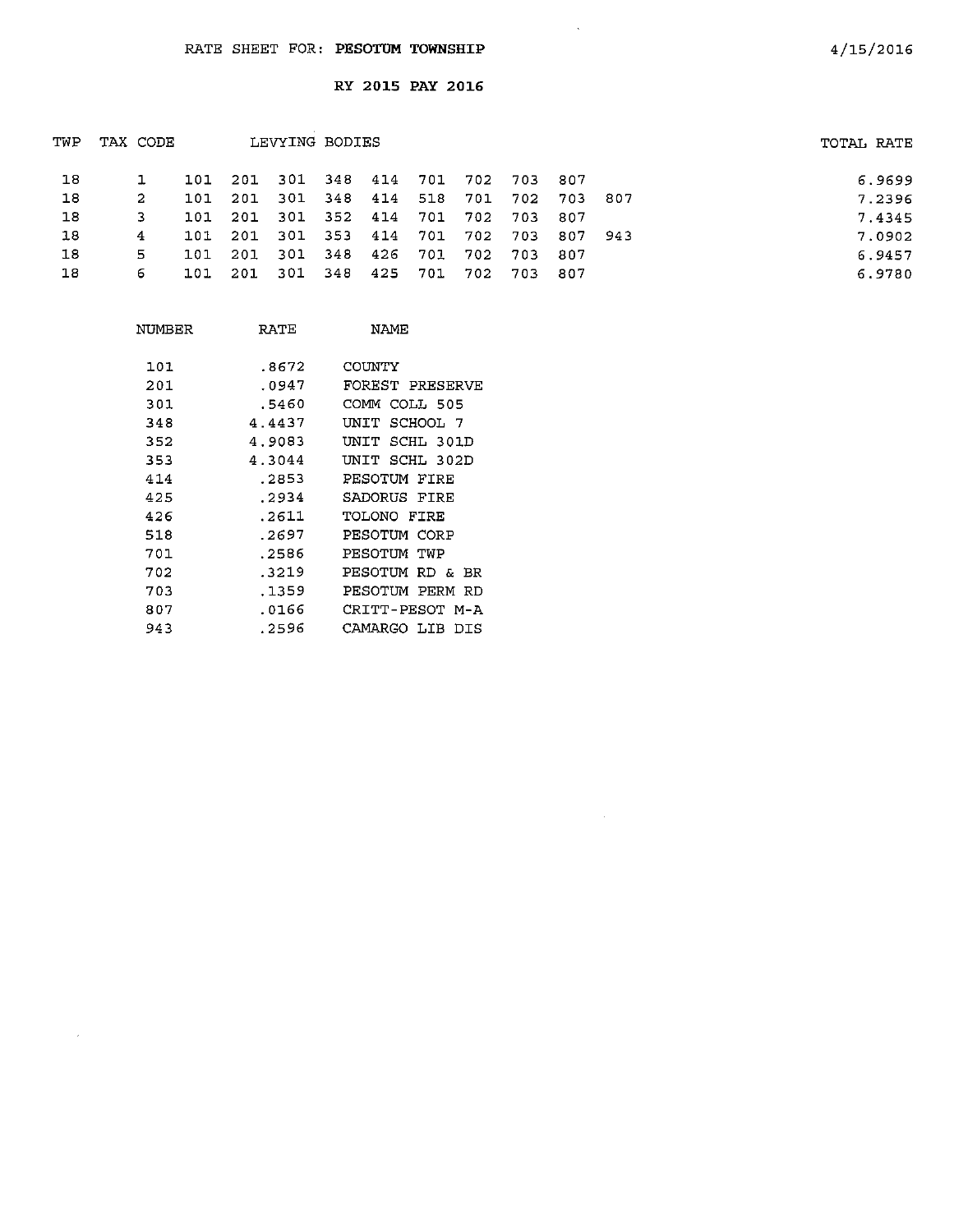RATE SHEET FOR: **PESOTUM TOWNSHIP**

4/15/2016

**RY 2015 PAY 2016**

| TWP | TAX CODE | LEVYING BODIES | | | | | | | | | | TOTAL RATE |
|---|---|---|---|---|---|---|---|---|---|---|---|---|
| 18 | 1 | 101 | 201 | 301 | 348 | 414 | 701 | 702 | 703 | 807 | | 6.9699 |
| 18 | 2 | 101 | 201 | 301 | 348 | 414 | 518 | 701 | 702 | 703 | 807 | 7.2396 |
| 18 | 3 | 101 | 201 | 301 | 352 | 414 | 701 | 702 | 703 | 807 | | 7.4345 |
| 18 | 4 | 101 | 201 | 301 | 353 | 414 | 701 | 702 | 703 | 807 | 943 | 7.0902 |
| 18 | 5 | 101 | 201 | 301 | 348 | 426 | 701 | 702 | 703 | 807 | | 6.9457 |
| 18 | 6 | 101 | 201 | 301 | 348 | 425 | 701 | 702 | 703 | 807 | | 6.9780 |

| NUMBER | RATE | NAME |
|---|---|---|
| 101 | .8672 | COUNTY |
| 201 | .0947 | FOREST PRESERVE |
| 301 | .5460 | COMM COLL 505 |
| 348 | 4.4437 | UNIT SCHOOL 7 |
| 352 | 4.9083 | UNIT SCHL 301D |
| 353 | 4.3044 | UNIT SCHL 302D |
| 414 | .2853 | PESOTUM FIRE |
| 425 | .2934 | SADORUS FIRE |
| 426 | .2611 | TOLONO FIRE |
| 518 | .2697 | PESOTUM CORP |
| 701 | .2586 | PESOTUM TWP |
| 702 | .3219 | PESOTUM RD & BR |
| 703 | .1359 | PESOTUM PERM RD |
| 807 | .0166 | CRITT-PESOT M-A |
| 943 | .2596 | CAMARGO LIB DIS |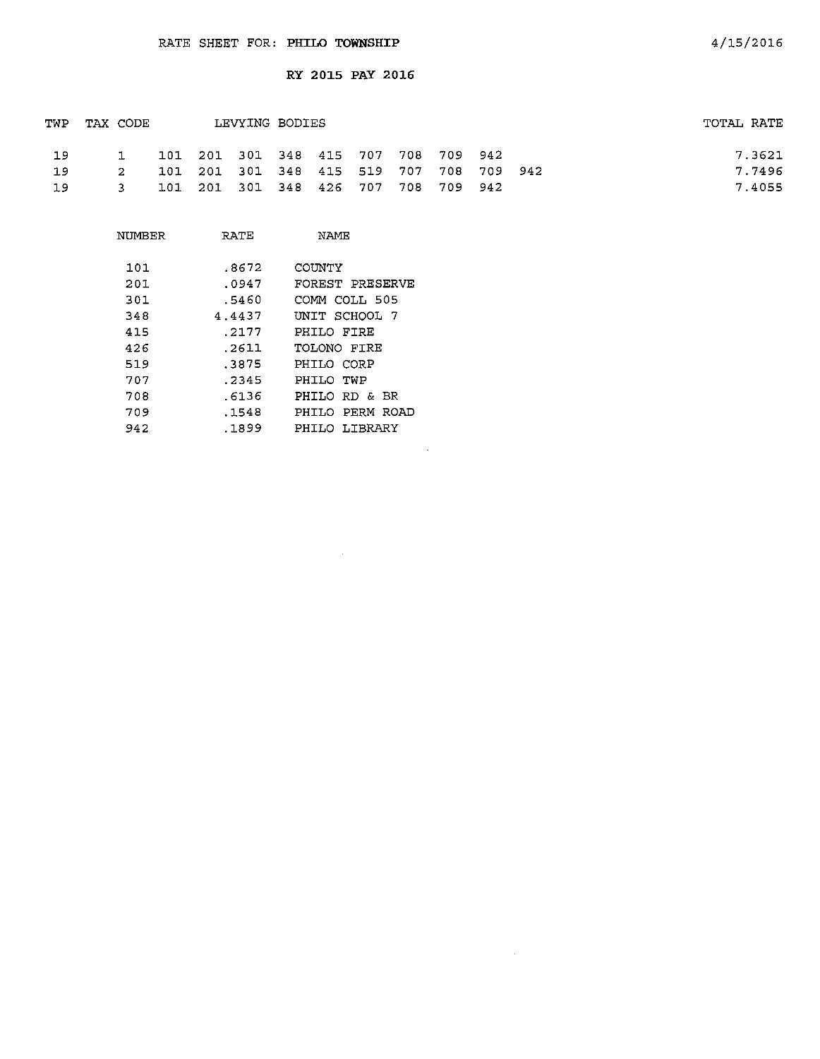RATE SHEET FOR: **PHILO TOWNSHIP** 4/15/2016

**RY 2015 PAY 2016**

| TWP | TAX CODE | LEVYING BODIES | | | | | | | | | | TOTAL RATE |
|---|---|---|---|---|---|---|---|---|---|---|---|---|
| 19 | 1 | 101 | 201 | 301 | 348 | 415 | 707 | 708 | 709 | 942 | | 7.3621 |
| 19 | 2 | 101 | 201 | 301 | 348 | 415 | 519 | 707 | 708 | 709 | 942 | 7.7496 |
| 19 | 3 | 101 | 201 | 301 | 348 | 426 | 707 | 708 | 709 | 942 | | 7.4055 |

| NUMBER | RATE | NAME |
|---|---|---|
| 101 | .8672 | COUNTY |
| 201 | .0947 | FOREST PRESERVE |
| 301 | .5460 | COMM COLL 505 |
| 348 | 4.4437 | UNIT SCHOOL 7 |
| 415 | .2177 | PHILO FIRE |
| 426 | .2611 | TOLONO FIRE |
| 519 | .3875 | PHILO CORP |
| 707 | .2345 | PHILO TWP |
| 708 | .6136 | PHILO RD & BR |
| 709 | .1548 | PHILO PERM ROAD |
| 942 | .1899 | PHILO LIBRARY |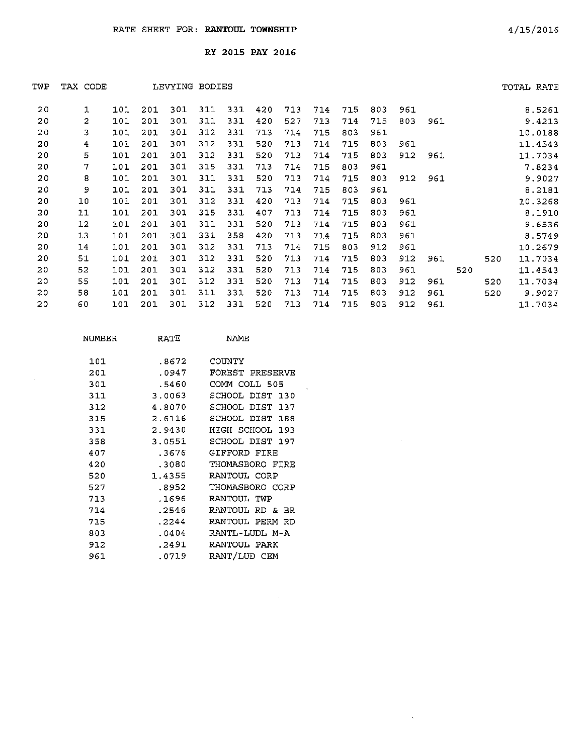RATE SHEET FOR: **RANTOUL TOWNSHIP** 4/15/2016

**RY 2015 PAY 2016**

| TWP | TAX CODE | LEVYING BODIES | | | | | | | | | | | | | | TOTAL RATE |
|---|---|---|---|---|---|---|---|---|---|---|---|---|---|---|---|---|
| 20 | 1 | 101 | 201 | 301 | 311 | 331 | 420 | 713 | 714 | 715 | 803 | 961 | | | | 8.5261 |
| 20 | 2 | 101 | 201 | 301 | 311 | 331 | 420 | 527 | 713 | 714 | 715 | 803 | 961 | | | 9.4213 |
| 20 | 3 | 101 | 201 | 301 | 312 | 331 | 713 | 714 | 715 | 803 | 961 | | | | | 10.0188 |
| 20 | 4 | 101 | 201 | 301 | 312 | 331 | 520 | 713 | 714 | 715 | 803 | 961 | | | | 11.4543 |
| 20 | 5 | 101 | 201 | 301 | 312 | 331 | 520 | 713 | 714 | 715 | 803 | 912 | 961 | | | 11.7034 |
| 20 | 7 | 101 | 201 | 301 | 315 | 331 | 713 | 714 | 715 | 803 | 961 | | | | | 7.8234 |
| 20 | 8 | 101 | 201 | 301 | 311 | 331 | 520 | 713 | 714 | 715 | 803 | 912 | 961 | | | 9.9027 |
| 20 | 9 | 101 | 201 | 301 | 311 | 331 | 713 | 714 | 715 | 803 | 961 | | | | | 8.2181 |
| 20 | 10 | 101 | 201 | 301 | 312 | 331 | 420 | 713 | 714 | 715 | 803 | 961 | | | | 10.3268 |
| 20 | 11 | 101 | 201 | 301 | 315 | 331 | 407 | 713 | 714 | 715 | 803 | 961 | | | | 8.1910 |
| 20 | 12 | 101 | 201 | 301 | 311 | 331 | 520 | 713 | 714 | 715 | 803 | 961 | | | | 9.6536 |
| 20 | 13 | 101 | 201 | 301 | 331 | 358 | 420 | 713 | 714 | 715 | 803 | 961 | | | | 8.5749 |
| 20 | 14 | 101 | 201 | 301 | 312 | 331 | 713 | 714 | 715 | 803 | 912 | 961 | | | | 10.2679 |
| 20 | 51 | 101 | 201 | 301 | 312 | 331 | 520 | 713 | 714 | 715 | 803 | 912 | 961 | | 520 | 11.7034 |
| 20 | 52 | 101 | 201 | 301 | 312 | 331 | 520 | 713 | 714 | 715 | 803 | 961 | | 520 | | 11.4543 |
| 20 | 55 | 101 | 201 | 301 | 312 | 331 | 520 | 713 | 714 | 715 | 803 | 912 | 961 | | 520 | 11.7034 |
| 20 | 58 | 101 | 201 | 301 | 311 | 331 | 520 | 713 | 714 | 715 | 803 | 912 | 961 | | 520 | 9.9027 |
| 20 | 60 | 101 | 201 | 301 | 312 | 331 | 520 | 713 | 714 | 715 | 803 | 912 | 961 | | | 11.7034 |

| NUMBER | RATE | NAME |
|---|---|---|
| 101 | .8672 | COUNTY |
| 201 | .0947 | FOREST PRESERVE |
| 301 | .5460 | COMM COLL 505 |
| 311 | 3.0063 | SCHOOL DIST 130 |
| 312 | 4.8070 | SCHOOL DIST 137 |
| 315 | 2.6116 | SCHOOL DIST 188 |
| 331 | 2.9430 | HIGH SCHOOL 193 |
| 358 | 3.0551 | SCHOOL DIST 197 |
| 407 | .3676 | GIFFORD FIRE |
| 420 | .3080 | THOMASBORO FIRE |
| 520 | 1.4355 | RANTOUL CORP |
| 527 | .8952 | THOMASBORO CORP |
| 713 | .1696 | RANTOUL TWP |
| 714 | .2546 | RANTOUL RD & BR |
| 715 | .2244 | RANTOUL PERM RD |
| 803 | .0404 | RANTL-LUDL M-A |
| 912 | .2491 | RANTOUL PARK |
| 961 | .0719 | RANT/LUD CEM |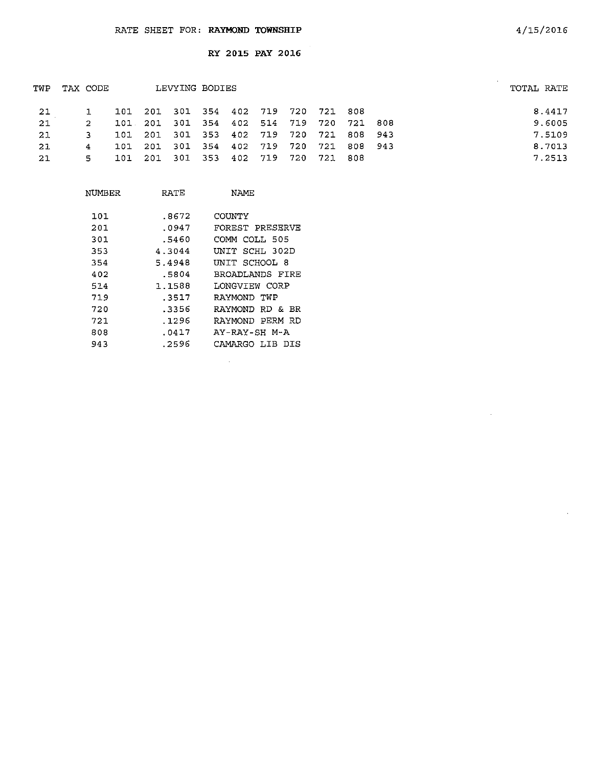RATE SHEET FOR: **RAYMOND TOWNSHIP**

4/15/2016

**RY 2015 PAY 2016**

| TWP | TAX CODE | LEVYING BODIES | | | | | | | | | | TOTAL RATE |
|---|---|---|---|---|---|---|---|---|---|---|---|---|
| 21 | 1 | 101 | 201 | 301 | 354 | 402 | 719 | 720 | 721 | 808 | | 8.4417 |
| 21 | 2 | 101 | 201 | 301 | 354 | 402 | 514 | 719 | 720 | 721 | 808 | 9.6005 |
| 21 | 3 | 101 | 201 | 301 | 353 | 402 | 719 | 720 | 721 | 808 | 943 | 7.5109 |
| 21 | 4 | 101 | 201 | 301 | 354 | 402 | 719 | 720 | 721 | 808 | 943 | 8.7013 |
| 21 | 5 | 101 | 201 | 301 | 353 | 402 | 719 | 720 | 721 | 808 | | 7.2513 |

| NUMBER | RATE | NAME |
|---|---|---|
| 101 | .8672 | COUNTY |
| 201 | .0947 | FOREST PRESERVE |
| 301 | .5460 | COMM COLL 505 |
| 353 | 4.3044 | UNIT SCHL 302D |
| 354 | 5.4948 | UNIT SCHOOL 8 |
| 402 | .5804 | BROADLANDS FIRE |
| 514 | 1.1588 | LONGVIEW CORP |
| 719 | .3517 | RAYMOND TWP |
| 720 | .3356 | RAYMOND RD & BR |
| 721 | .1296 | RAYMOND PERM RD |
| 808 | .0417 | AY-RAY-SH M-A |
| 943 | .2596 | CAMARGO LIB DIS |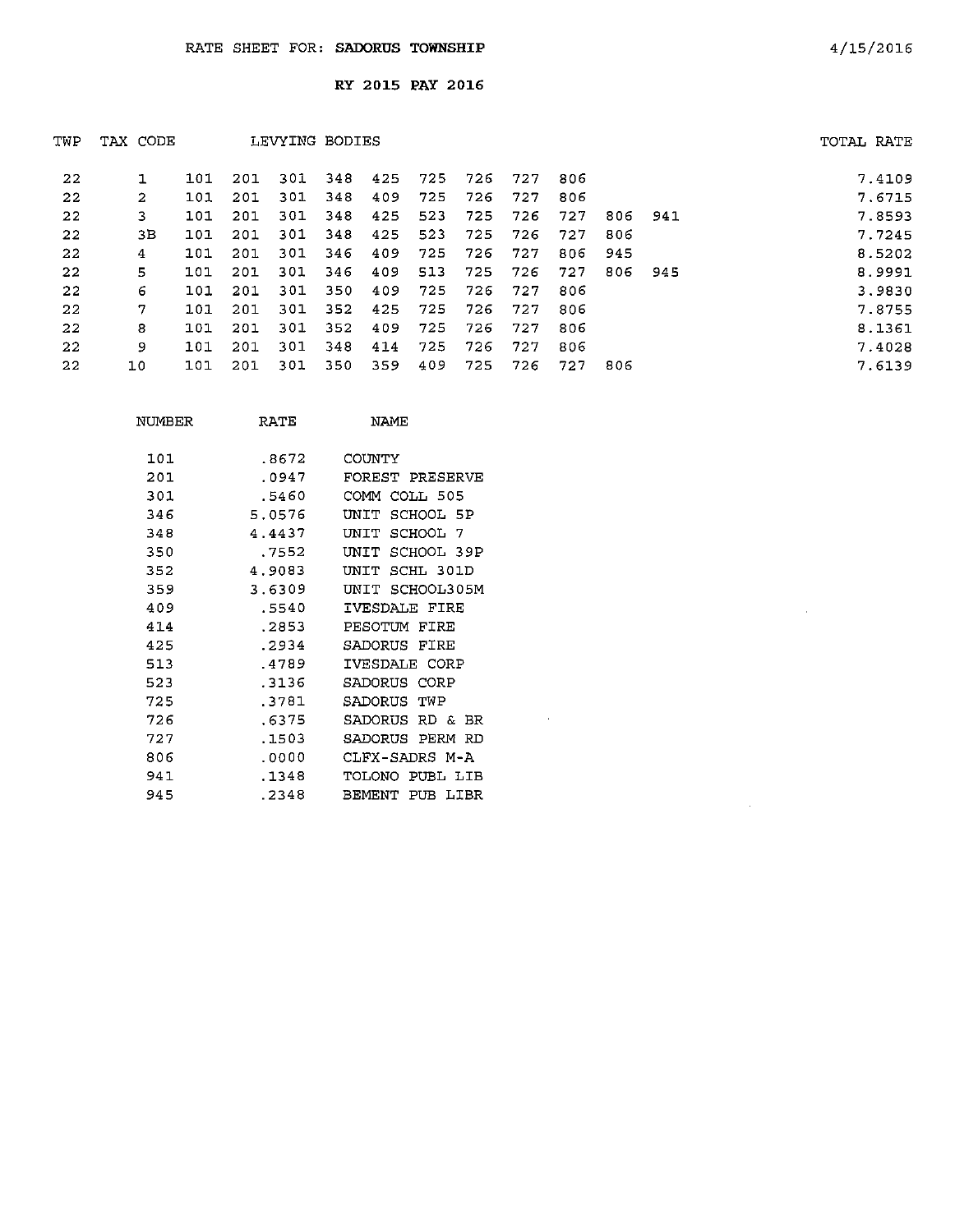RATE SHEET FOR: **SADORUS TOWNSHIP** 4/15/2016

**RY 2015 PAY 2016**

| TWP | TAX CODE | LEVYING BODIES | | | | | | | | | | | TOTAL RATE |
|---|---|---|---|---|---|---|---|---|---|---|---|---|---|
| 22 | 1 | 101 | 201 | 301 | 348 | 425 | 725 | 726 | 727 | 806 | | | 7.4109 |
| 22 | 2 | 101 | 201 | 301 | 348 | 409 | 725 | 726 | 727 | 806 | | | 7.6715 |
| 22 | 3 | 101 | 201 | 301 | 348 | 425 | 523 | 725 | 726 | 727 | 806 | 941 | 7.8593 |
| 22 | 3B | 101 | 201 | 301 | 348 | 425 | 523 | 725 | 726 | 727 | 806 | | 7.7245 |
| 22 | 4 | 101 | 201 | 301 | 346 | 409 | 725 | 726 | 727 | 806 | 945 | | 8.5202 |
| 22 | 5 | 101 | 201 | 301 | 346 | 409 | 513 | 725 | 726 | 727 | 806 | 945 | 8.9991 |
| 22 | 6 | 101 | 201 | 301 | 350 | 409 | 725 | 726 | 727 | 806 | | | 3.9830 |
| 22 | 7 | 101 | 201 | 301 | 352 | 425 | 725 | 726 | 727 | 806 | | | 7.8755 |
| 22 | 8 | 101 | 201 | 301 | 352 | 409 | 725 | 726 | 727 | 806 | | | 8.1361 |
| 22 | 9 | 101 | 201 | 301 | 348 | 414 | 725 | 726 | 727 | 806 | | | 7.4028 |
| 22 | 10 | 101 | 201 | 301 | 350 | 359 | 409 | 725 | 726 | 727 | 806 | | 7.6139 |

| NUMBER | RATE | NAME |
|---|---|---|
| 101 | .8672 | COUNTY |
| 201 | .0947 | FOREST PRESERVE |
| 301 | .5460 | COMM COLL 505 |
| 346 | 5.0576 | UNIT SCHOOL 5P |
| 348 | 4.4437 | UNIT SCHOOL 7 |
| 350 | .7552 | UNIT SCHOOL 39P |
| 352 | 4.9083 | UNIT SCHL 301D |
| 359 | 3.6309 | UNIT SCHOOL305M |
| 409 | .5540 | IVESDALE FIRE |
| 414 | .2853 | PESOTUM FIRE |
| 425 | .2934 | SADORUS FIRE |
| 513 | .4789 | IVESDALE CORP |
| 523 | .3136 | SADORUS CORP |
| 725 | .3781 | SADORUS TWP |
| 726 | .6375 | SADORUS RD & BR |
| 727 | .1503 | SADORUS PERM RD |
| 806 | .0000 | CLFX-SADRS M-A |
| 941 | .1348 | TOLONO PUBL LIB |
| 945 | .2348 | BEMENT PUB LIBR |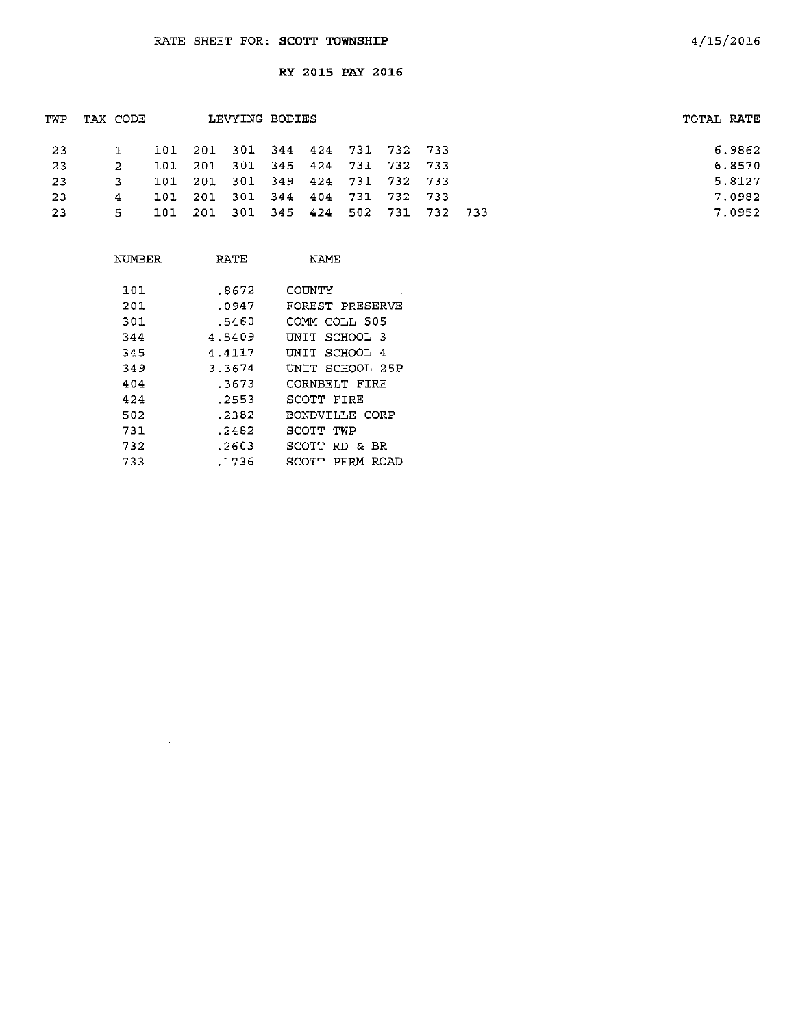RATE SHEET FOR: **SCOTT TOWNSHIP**

4/15/2016

**RY 2015 PAY 2016**

| TWP | TAX CODE | LEVYING BODIES | | | | | | | | | TOTAL RATE |
|---|---|---|---|---|---|---|---|---|---|---|---|
| 23 | 1 | 101 | 201 | 301 | 344 | 424 | 731 | 732 | 733 | | 6.9862 |
| 23 | 2 | 101 | 201 | 301 | 345 | 424 | 731 | 732 | 733 | | 6.8570 |
| 23 | 3 | 101 | 201 | 301 | 349 | 424 | 731 | 732 | 733 | | 5.8127 |
| 23 | 4 | 101 | 201 | 301 | 344 | 404 | 731 | 732 | 733 | | 7.0982 |
| 23 | 5 | 101 | 201 | 301 | 345 | 424 | 502 | 731 | 732 | 733 | 7.0952 |

| NUMBER | RATE | NAME |
|---|---|---|
| 101 | .8672 | COUNTY |
| 201 | .0947 | FOREST PRESERVE |
| 301 | .5460 | COMM COLL 505 |
| 344 | 4.5409 | UNIT SCHOOL 3 |
| 345 | 4.4117 | UNIT SCHOOL 4 |
| 349 | 3.3674 | UNIT SCHOOL 25P |
| 404 | .3673 | CORNBELT FIRE |
| 424 | .2553 | SCOTT FIRE |
| 502 | .2382 | BONDVILLE CORP |
| 731 | .2482 | SCOTT TWP |
| 732 | .2603 | SCOTT RD & BR |
| 733 | .1736 | SCOTT PERM ROAD |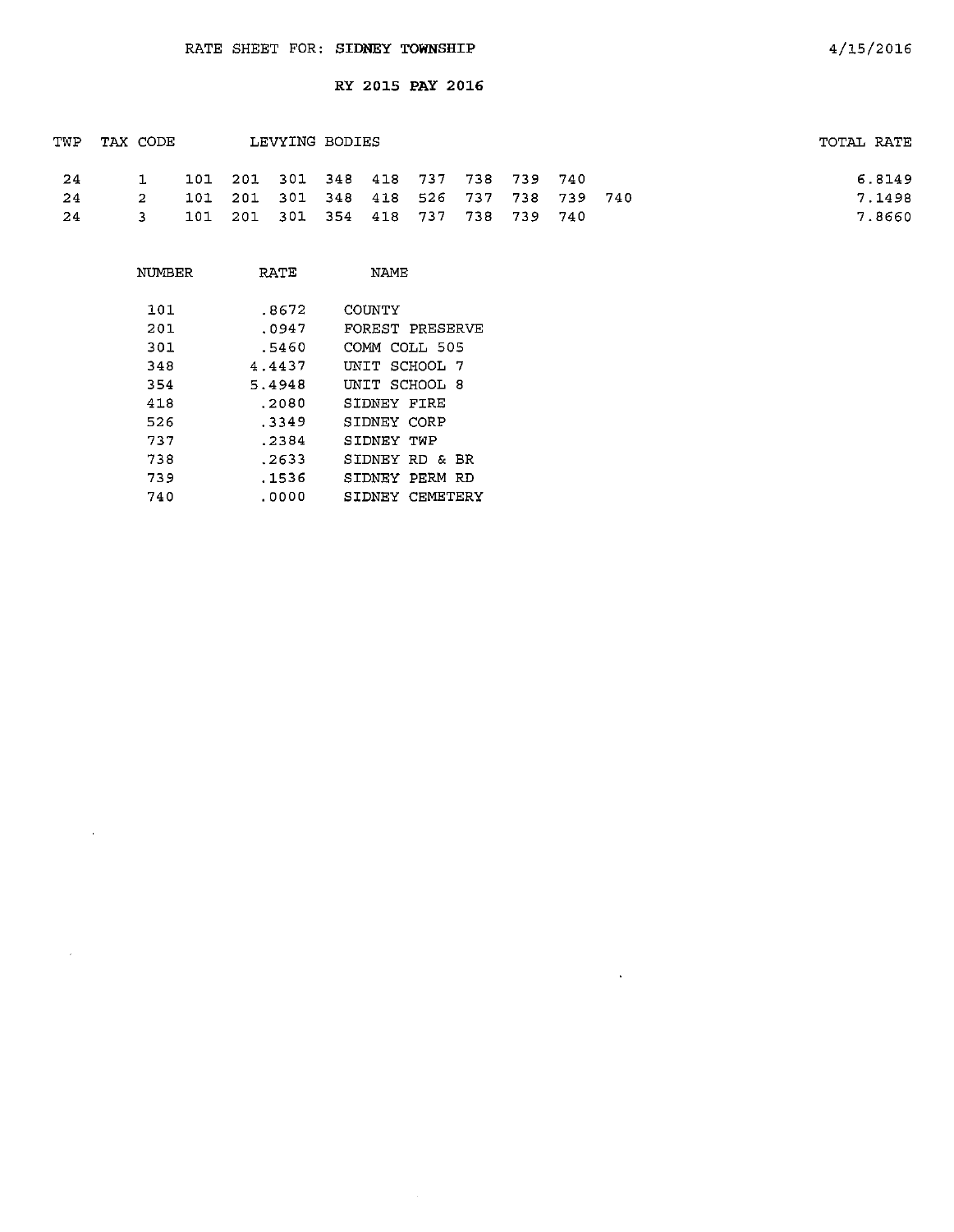RATE SHEET FOR: SIDNEY TOWNSHIP

4/15/2016

RY 2015 PAY 2016

| TWP | TAX CODE | LEVYING BODIES | TOTAL RATE |
|---|---|---|---|
| 24 | 1 | 101 201 301 348 418 737 738 739 740 | 6.8149 |
| 24 | 2 | 101 201 301 348 418 526 737 738 739 740 | 7.1498 |
| 24 | 3 | 101 201 301 354 418 737 738 739 740 | 7.8660 |

| NUMBER | RATE | NAME |
|---|---|---|
| 101 | .8672 | COUNTY |
| 201 | .0947 | FOREST PRESERVE |
| 301 | .5460 | COMM COLL 505 |
| 348 | 4.4437 | UNIT SCHOOL 7 |
| 354 | 5.4948 | UNIT SCHOOL 8 |
| 418 | .2080 | SIDNEY FIRE |
| 526 | .3349 | SIDNEY CORP |
| 737 | .2384 | SIDNEY TWP |
| 738 | .2633 | SIDNEY RD & BR |
| 739 | .1536 | SIDNEY PERM RD |
| 740 | .0000 | SIDNEY CEMETERY |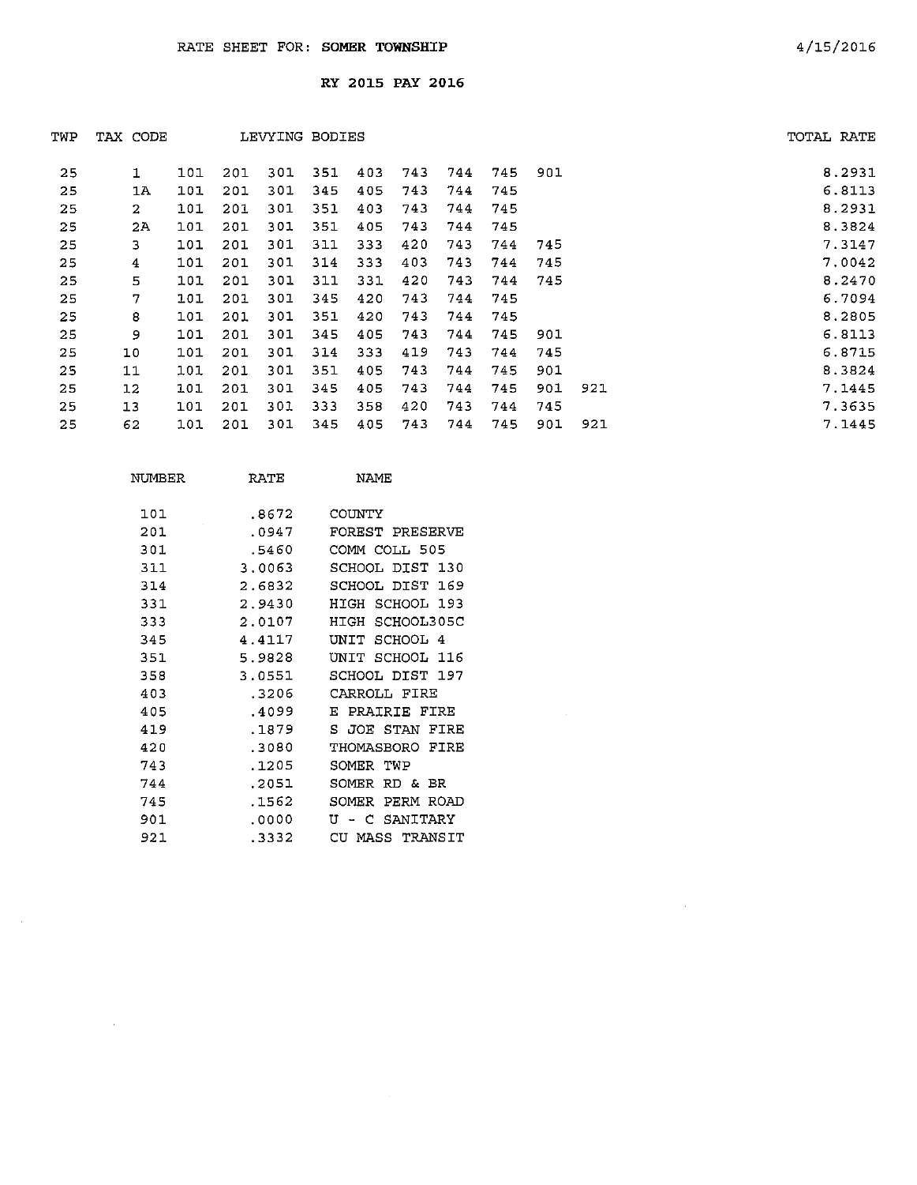RATE SHEET FOR: SOMER TOWNSHIP

4/15/2016

RY 2015 PAY 2016

| TWP | TAX CODE | LEVYING BODIES | | | | | | | | | | TOTAL RATE |
|---|---|---|---|---|---|---|---|---|---|---|---|---|
| 25 | 1 | 101 | 201 | 301 | 351 | 403 | 743 | 744 | 745 | 901 | | 8.2931 |
| 25 | 1A | 101 | 201 | 301 | 345 | 405 | 743 | 744 | 745 | | | 6.8113 |
| 25 | 2 | 101 | 201 | 301 | 351 | 403 | 743 | 744 | 745 | | | 8.2931 |
| 25 | 2A | 101 | 201 | 301 | 351 | 405 | 743 | 744 | 745 | | | 8.3824 |
| 25 | 3 | 101 | 201 | 301 | 311 | 333 | 420 | 743 | 744 | 745 | | 7.3147 |
| 25 | 4 | 101 | 201 | 301 | 314 | 333 | 403 | 743 | 744 | 745 | | 7.0042 |
| 25 | 5 | 101 | 201 | 301 | 311 | 331 | 420 | 743 | 744 | 745 | | 8.2470 |
| 25 | 7 | 101 | 201 | 301 | 345 | 420 | 743 | 744 | 745 | | | 6.7094 |
| 25 | 8 | 101 | 201 | 301 | 351 | 420 | 743 | 744 | 745 | | | 8.2805 |
| 25 | 9 | 101 | 201 | 301 | 345 | 405 | 743 | 744 | 745 | 901 | | 6.8113 |
| 25 | 10 | 101 | 201 | 301 | 314 | 333 | 419 | 743 | 744 | 745 | | 6.8715 |
| 25 | 11 | 101 | 201 | 301 | 351 | 405 | 743 | 744 | 745 | 901 | | 8.3824 |
| 25 | 12 | 101 | 201 | 301 | 345 | 405 | 743 | 744 | 745 | 901 | 921 | 7.1445 |
| 25 | 13 | 101 | 201 | 301 | 333 | 358 | 420 | 743 | 744 | 745 | | 7.3635 |
| 25 | 62 | 101 | 201 | 301 | 345 | 405 | 743 | 744 | 745 | 901 | 921 | 7.1445 |

| NUMBER | RATE | NAME |
|---|---|---|
| 101 | .8672 | COUNTY |
| 201 | .0947 | FOREST PRESERVE |
| 301 | .5460 | COMM COLL 505 |
| 311 | 3.0063 | SCHOOL DIST 130 |
| 314 | 2.6832 | SCHOOL DIST 169 |
| 331 | 2.9430 | HIGH SCHOOL 193 |
| 333 | 2.0107 | HIGH SCHOOL305C |
| 345 | 4.4117 | UNIT SCHOOL 4 |
| 351 | 5.9828 | UNIT SCHOOL 116 |
| 358 | 3.0551 | SCHOOL DIST 197 |
| 403 | .3206 | CARROLL FIRE |
| 405 | .4099 | E PRAIRIE FIRE |
| 419 | .1879 | S JOE STAN FIRE |
| 420 | .3080 | THOMASBORO FIRE |
| 743 | .1205 | SOMER TWP |
| 744 | .2051 | SOMER RD & BR |
| 745 | .1562 | SOMER PERM ROAD |
| 901 | .0000 | U - C SANITARY |
| 921 | .3332 | CU MASS TRANSIT |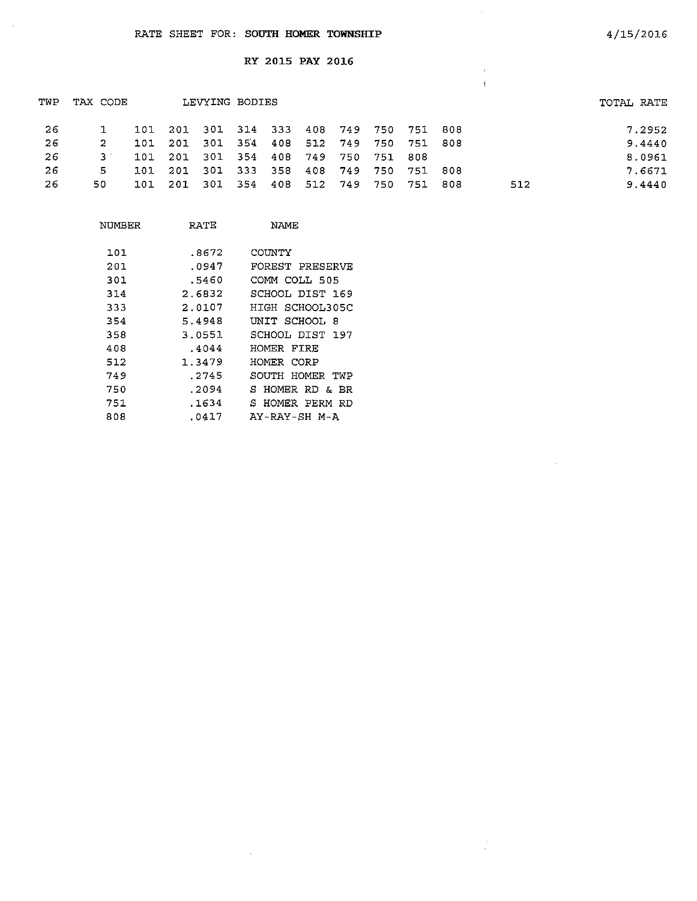RATE SHEET FOR: **SOUTH HOMER TOWNSHIP**

4/15/2016

RY 2015 PAY 2016

| TWP | TAX CODE | LEVYING BODIES | | | | | | | | | | | TOTAL RATE |
|---|---|---|---|---|---|---|---|---|---|---|---|---|---|
| 26 | 1 | 101 | 201 | 301 | 314 | 333 | 408 | 749 | 750 | 751 | 808 | | 7.2952 |
| 26 | 2 | 101 | 201 | 301 | 354 | 408 | 512 | 749 | 750 | 751 | 808 | | 9.4440 |
| 26 | 3 | 101 | 201 | 301 | 354 | 408 | 749 | 750 | 751 | 808 | | | 8.0961 |
| 26 | 5 | 101 | 201 | 301 | 333 | 358 | 408 | 749 | 750 | 751 | 808 | | 7.6671 |
| 26 | 50 | 101 | 201 | 301 | 354 | 408 | 512 | 749 | 750 | 751 | 808 | 512 | 9.4440 |

| NUMBER | RATE | NAME |
|---|---|---|
| 101 | .8672 | COUNTY |
| 201 | .0947 | FOREST PRESERVE |
| 301 | .5460 | COMM COLL 505 |
| 314 | 2.6832 | SCHOOL DIST 169 |
| 333 | 2.0107 | HIGH SCHOOL305C |
| 354 | 5.4948 | UNIT SCHOOL 8 |
| 358 | 3.0551 | SCHOOL DIST 197 |
| 408 | .4044 | HOMER FIRE |
| 512 | 1.3479 | HOMER CORP |
| 749 | .2745 | SOUTH HOMER TWP |
| 750 | .2094 | S HOMER RD & BR |
| 751 | .1634 | S HOMER PERM RD |
| 808 | .0417 | AY-RAY-SH M-A |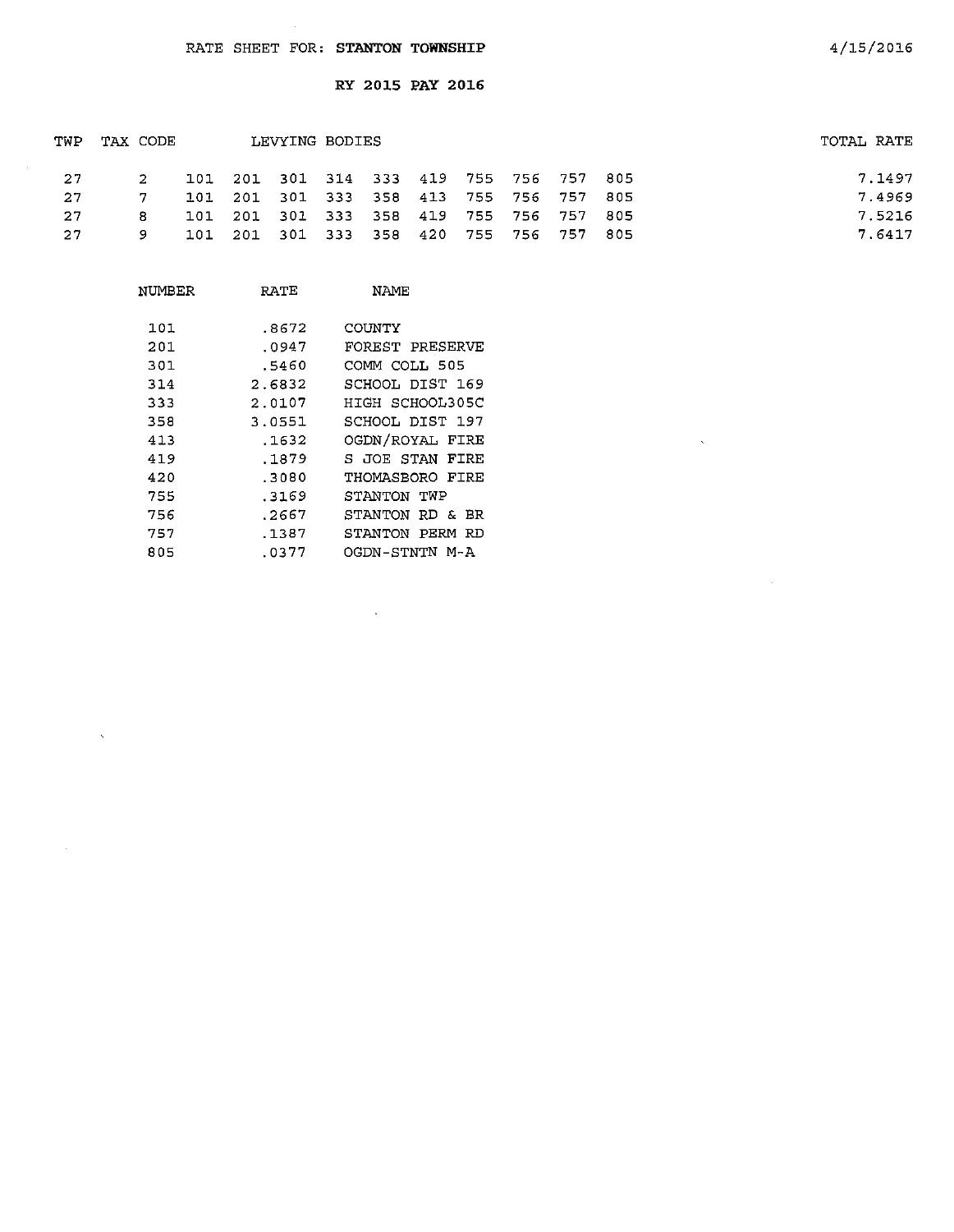RATE SHEET FOR: **STANTON TOWNSHIP**

4/15/2016

**RY 2015 PAY 2016**

| TWP | TAX CODE | LEVYING BODIES | | | | | | | | | | TOTAL RATE |
|---|---|---|---|---|---|---|---|---|---|---|---|---|
| 27 | 2 | 101 | 201 | 301 | 314 | 333 | 419 | 755 | 756 | 757 | 805 | 7.1497 |
| 27 | 7 | 101 | 201 | 301 | 333 | 358 | 413 | 755 | 756 | 757 | 805 | 7.4969 |
| 27 | 8 | 101 | 201 | 301 | 333 | 358 | 419 | 755 | 756 | 757 | 805 | 7.5216 |
| 27 | 9 | 101 | 201 | 301 | 333 | 358 | 420 | 755 | 756 | 757 | 805 | 7.6417 |

| NUMBER | RATE | NAME |
|---|---|---|
| 101 | .8672 | COUNTY |
| 201 | .0947 | FOREST PRESERVE |
| 301 | .5460 | COMM COLL 505 |
| 314 | 2.6832 | SCHOOL DIST 169 |
| 333 | 2.0107 | HIGH SCHOOL305C |
| 358 | 3.0551 | SCHOOL DIST 197 |
| 413 | .1632 | OGDN/ROYAL FIRE |
| 419 | .1879 | S JOE STAN FIRE |
| 420 | .3080 | THOMASBORO FIRE |
| 755 | .3169 | STANTON TWP |
| 756 | .2667 | STANTON RD & BR |
| 757 | .1387 | STANTON PERM RD |
| 805 | .0377 | OGDN-STNTN M-A |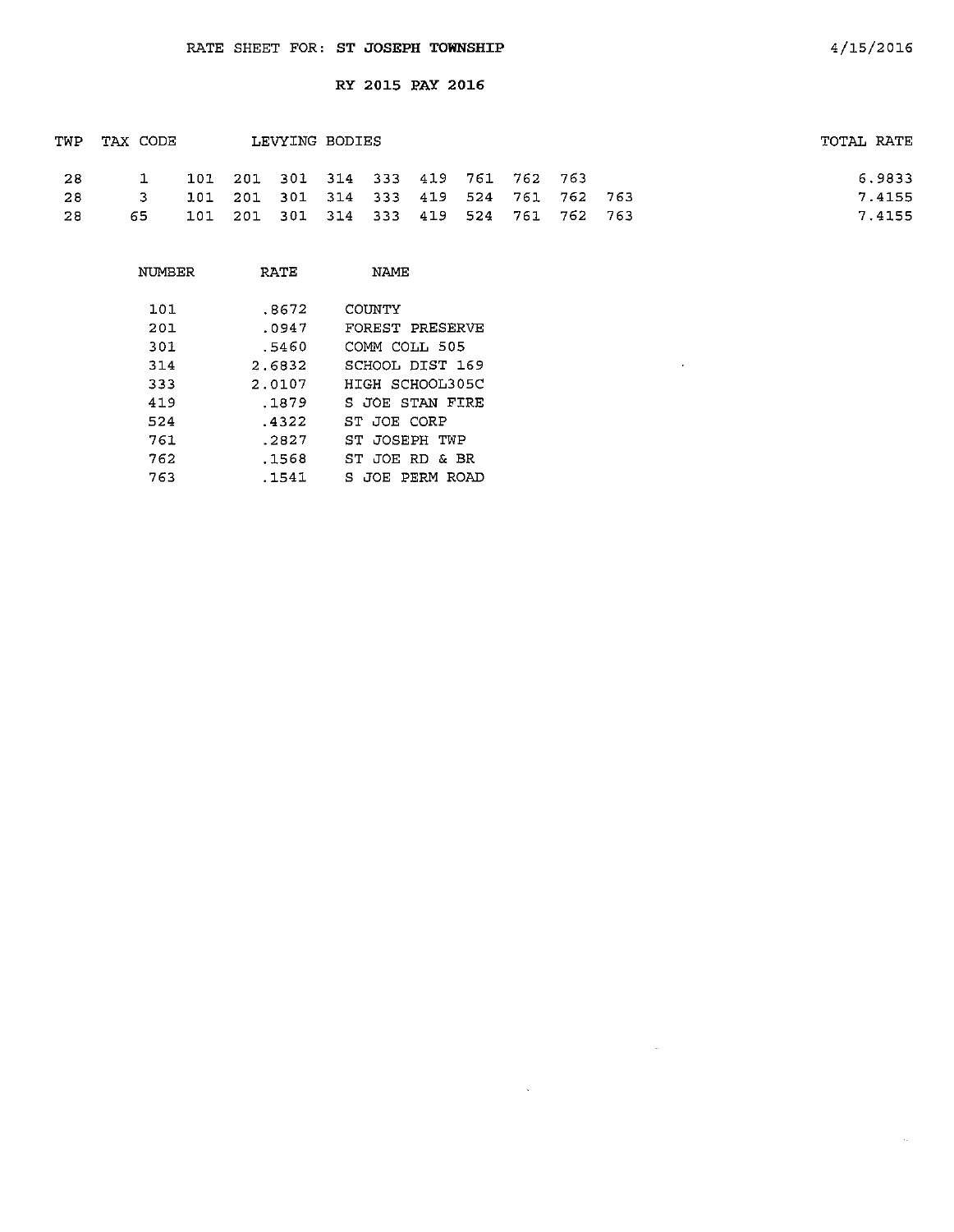RATE SHEET FOR: **ST JOSEPH TOWNSHIP** 4/15/2016

**RY 2015 PAY 2016**

| TWP | TAX CODE | LEVYING BODIES | TOTAL RATE |
|---|---|---|---|
| 28 | 1 | 101 201 301 314 333 419 761 762 763 | 6.9833 |
| 28 | 3 | 101 201 301 314 333 419 524 761 762 763 | 7.4155 |
| 28 | 65 | 101 201 301 314 333 419 524 761 762 763 | 7.4155 |

| NUMBER | RATE | NAME |
|---|---|---|
| 101 | .8672 | COUNTY |
| 201 | .0947 | FOREST PRESERVE |
| 301 | .5460 | COMM COLL 505 |
| 314 | 2.6832 | SCHOOL DIST 169 |
| 333 | 2.0107 | HIGH SCHOOL305C |
| 419 | .1879 | S JOE STAN FIRE |
| 524 | .4322 | ST JOE CORP |
| 761 | .2827 | ST JOSEPH TWP |
| 762 | .1568 | ST JOE RD & BR |
| 763 | .1541 | S JOE PERM ROAD |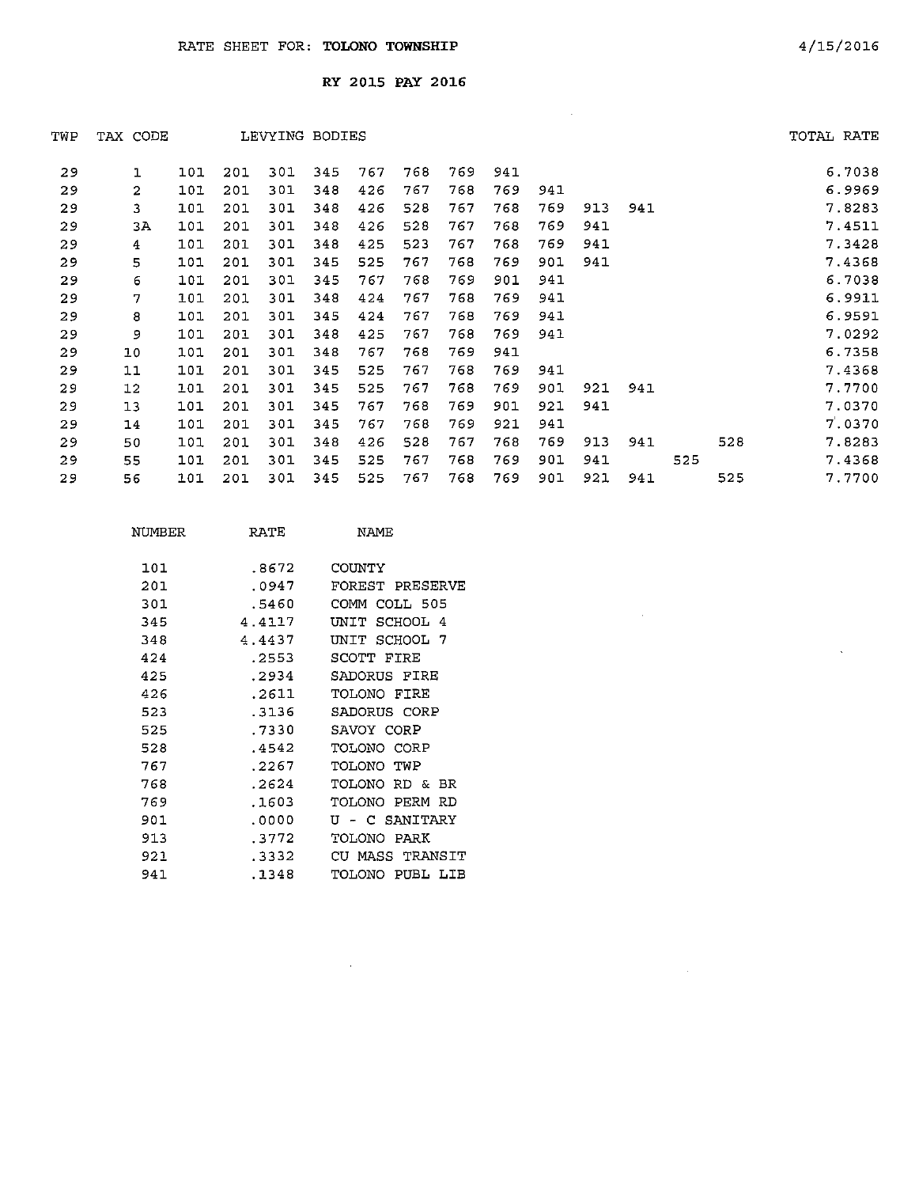RATE SHEET FOR: **TOLONO TOWNSHIP** 4/15/2016

**RY 2015 PAY 2016**

| TWP | TAX CODE | LEVYING BODIES | | | | | | | | | | | | | TOTAL RATE |
|---|---|---|---|---|---|---|---|---|---|---|---|---|---|---|---|
| 29 | 1 | 101 | 201 | 301 | 345 | 767 | 768 | 769 | 941 | | | | | | 6.7038 |
| 29 | 2 | 101 | 201 | 301 | 348 | 426 | 767 | 768 | 769 | 941 | | | | | 6.9969 |
| 29 | 3 | 101 | 201 | 301 | 348 | 426 | 528 | 767 | 768 | 769 | 913 | 941 | | | 7.8283 |
| 29 | 3A | 101 | 201 | 301 | 348 | 426 | 528 | 767 | 768 | 769 | 941 | | | | 7.4511 |
| 29 | 4 | 101 | 201 | 301 | 348 | 425 | 523 | 767 | 768 | 769 | 941 | | | | 7.3428 |
| 29 | 5 | 101 | 201 | 301 | 345 | 525 | 767 | 768 | 769 | 901 | 941 | | | | 7.4368 |
| 29 | 6 | 101 | 201 | 301 | 345 | 767 | 768 | 769 | 901 | 941 | | | | | 6.7038 |
| 29 | 7 | 101 | 201 | 301 | 348 | 424 | 767 | 768 | 769 | 941 | | | | | 6.9911 |
| 29 | 8 | 101 | 201 | 301 | 345 | 424 | 767 | 768 | 769 | 941 | | | | | 6.9591 |
| 29 | 9 | 101 | 201 | 301 | 348 | 425 | 767 | 768 | 769 | 941 | | | | | 7.0292 |
| 29 | 10 | 101 | 201 | 301 | 348 | 767 | 768 | 769 | 941 | | | | | | 6.7358 |
| 29 | 11 | 101 | 201 | 301 | 345 | 525 | 767 | 768 | 769 | 941 | | | | | 7.4368 |
| 29 | 12 | 101 | 201 | 301 | 345 | 525 | 767 | 768 | 769 | 901 | 921 | 941 | | | 7.7700 |
| 29 | 13 | 101 | 201 | 301 | 345 | 767 | 768 | 769 | 901 | 921 | 941 | | | | 7.0370 |
| 29 | 14 | 101 | 201 | 301 | 345 | 767 | 768 | 769 | 921 | 941 | | | | | 7.0370 |
| 29 | 50 | 101 | 201 | 301 | 348 | 426 | 528 | 767 | 768 | 769 | 913 | 941 | | 528 | 7.8283 |
| 29 | 55 | 101 | 201 | 301 | 345 | 525 | 767 | 768 | 769 | 901 | 941 | | 525 | | 7.4368 |
| 29 | 56 | 101 | 201 | 301 | 345 | 525 | 767 | 768 | 769 | 901 | 921 | 941 | | 525 | 7.7700 |

| NUMBER | RATE | NAME |
|---|---|---|
| 101 | .8672 | COUNTY |
| 201 | .0947 | FOREST PRESERVE |
| 301 | .5460 | COMM COLL 505 |
| 345 | 4.4117 | UNIT SCHOOL 4 |
| 348 | 4.4437 | UNIT SCHOOL 7 |
| 424 | .2553 | SCOTT FIRE |
| 425 | .2934 | SADORUS FIRE |
| 426 | .2611 | TOLONO FIRE |
| 523 | .3136 | SADORUS CORP |
| 525 | .7330 | SAVOY CORP |
| 528 | .4542 | TOLONO CORP |
| 767 | .2267 | TOLONO TWP |
| 768 | .2624 | TOLONO RD & BR |
| 769 | .1603 | TOLONO PERM RD |
| 901 | .0000 | U - C SANITARY |
| 913 | .3772 | TOLONO PARK |
| 921 | .3332 | CU MASS TRANSIT |
| 941 | .1348 | TOLONO PUBL LIB |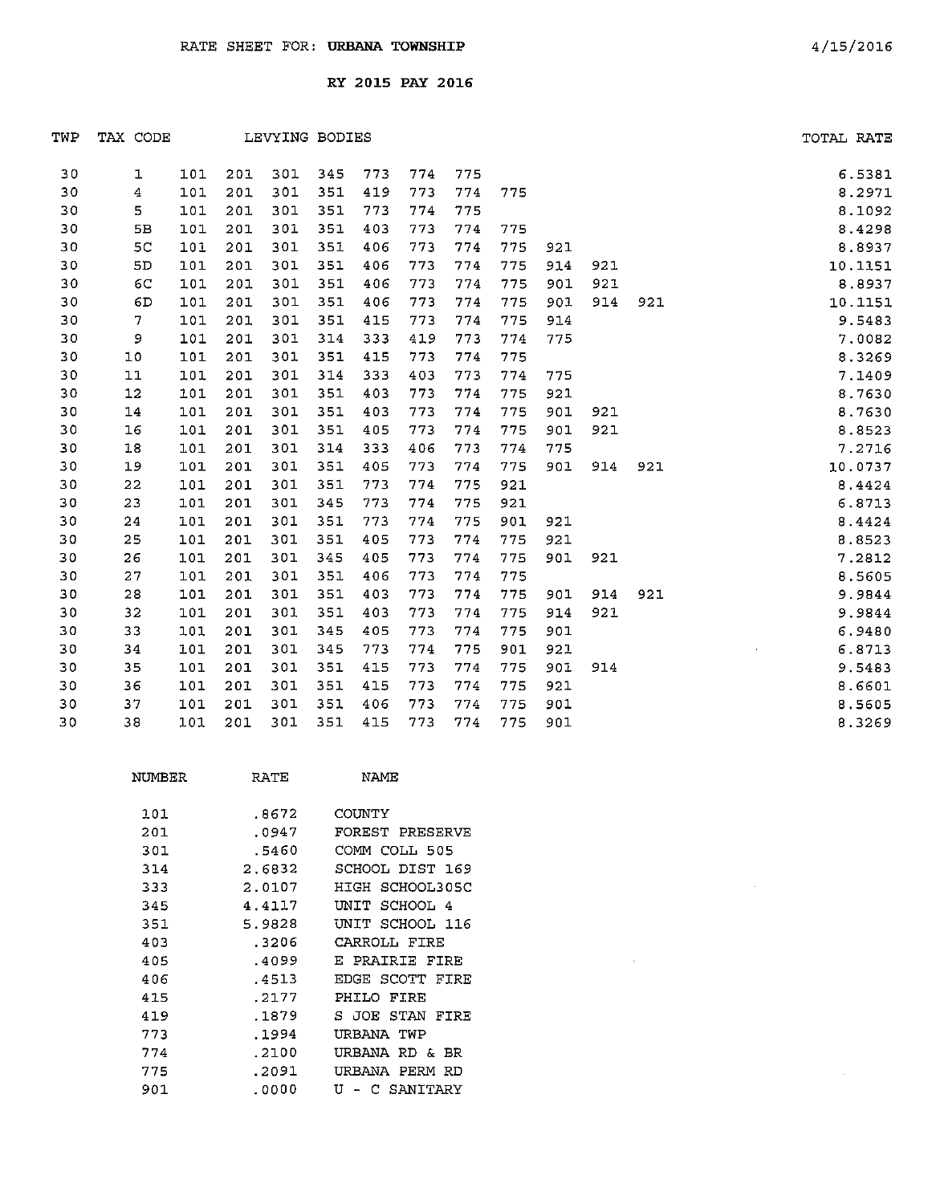RATE SHEET FOR: **URBANA TOWNSHIP**

4/15/2016

**RY 2015 PAY 2016**

| TWP | TAX CODE | LEVYING BODIES | | | | | | | | | | | TOTAL RATE |
|---|---|---|---|---|---|---|---|---|---|---|---|---|---|
| 30 | 1 | 101 | 201 | 301 | 345 | 773 | 774 | 775 | | | | | 6.5381 |
| 30 | 4 | 101 | 201 | 301 | 351 | 419 | 773 | 774 | 775 | | | | 8.2971 |
| 30 | 5 | 101 | 201 | 301 | 351 | 773 | 774 | 775 | | | | | 8.1092 |
| 30 | 5B | 101 | 201 | 301 | 351 | 403 | 773 | 774 | 775 | | | | 8.4298 |
| 30 | 5C | 101 | 201 | 301 | 351 | 406 | 773 | 774 | 775 | 921 | | | 8.8937 |
| 30 | 5D | 101 | 201 | 301 | 351 | 406 | 773 | 774 | 775 | 914 | 921 | | 10.1151 |
| 30 | 6C | 101 | 201 | 301 | 351 | 406 | 773 | 774 | 775 | 901 | 921 | | 8.8937 |
| 30 | 6D | 101 | 201 | 301 | 351 | 406 | 773 | 774 | 775 | 901 | 914 | 921 | 10.1151 |
| 30 | 7 | 101 | 201 | 301 | 351 | 415 | 773 | 774 | 775 | 914 | | | 9.5483 |
| 30 | 9 | 101 | 201 | 301 | 314 | 333 | 419 | 773 | 774 | 775 | | | 7.0082 |
| 30 | 10 | 101 | 201 | 301 | 351 | 415 | 773 | 774 | 775 | | | | 8.3269 |
| 30 | 11 | 101 | 201 | 301 | 314 | 333 | 403 | 773 | 774 | 775 | | | 7.1409 |
| 30 | 12 | 101 | 201 | 301 | 351 | 403 | 773 | 774 | 775 | 921 | | | 8.7630 |
| 30 | 14 | 101 | 201 | 301 | 351 | 403 | 773 | 774 | 775 | 901 | 921 | | 8.7630 |
| 30 | 16 | 101 | 201 | 301 | 351 | 405 | 773 | 774 | 775 | 901 | 921 | | 8.8523 |
| 30 | 18 | 101 | 201 | 301 | 314 | 333 | 406 | 773 | 774 | 775 | | | 7.2716 |
| 30 | 19 | 101 | 201 | 301 | 351 | 405 | 773 | 774 | 775 | 901 | 914 | 921 | 10.0737 |
| 30 | 22 | 101 | 201 | 301 | 351 | 773 | 774 | 775 | 921 | | | | 8.4424 |
| 30 | 23 | 101 | 201 | 301 | 345 | 773 | 774 | 775 | 921 | | | | 6.8713 |
| 30 | 24 | 101 | 201 | 301 | 351 | 773 | 774 | 775 | 901 | 921 | | | 8.4424 |
| 30 | 25 | 101 | 201 | 301 | 351 | 405 | 773 | 774 | 775 | 921 | | | 8.8523 |
| 30 | 26 | 101 | 201 | 301 | 345 | 405 | 773 | 774 | 775 | 901 | 921 | | 7.2812 |
| 30 | 27 | 101 | 201 | 301 | 351 | 406 | 773 | 774 | 775 | | | | 8.5605 |
| 30 | 28 | 101 | 201 | 301 | 351 | 403 | 773 | 774 | 775 | 901 | 914 | 921 | 9.9844 |
| 30 | 32 | 101 | 201 | 301 | 351 | 403 | 773 | 774 | 775 | 914 | 921 | | 9.9844 |
| 30 | 33 | 101 | 201 | 301 | 345 | 405 | 773 | 774 | 775 | 901 | | | 6.9480 |
| 30 | 34 | 101 | 201 | 301 | 345 | 773 | 774 | 775 | 901 | 921 | | | 6.8713 |
| 30 | 35 | 101 | 201 | 301 | 351 | 415 | 773 | 774 | 775 | 901 | 914 | | 9.5483 |
| 30 | 36 | 101 | 201 | 301 | 351 | 415 | 773 | 774 | 775 | 921 | | | 8.6601 |
| 30 | 37 | 101 | 201 | 301 | 351 | 406 | 773 | 774 | 775 | 901 | | | 8.5605 |
| 30 | 38 | 101 | 201 | 301 | 351 | 415 | 773 | 774 | 775 | 901 | | | 8.3269 |

| NUMBER | RATE | NAME |
|---|---|---|
| 101 | .8672 | COUNTY |
| 201 | .0947 | FOREST PRESERVE |
| 301 | .5460 | COMM COLL 505 |
| 314 | 2.6832 | SCHOOL DIST 169 |
| 333 | 2.0107 | HIGH SCHOOL305C |
| 345 | 4.4117 | UNIT SCHOOL 4 |
| 351 | 5.9828 | UNIT SCHOOL 116 |
| 403 | .3206 | CARROLL FIRE |
| 405 | .4099 | E PRAIRIE FIRE |
| 406 | .4513 | EDGE SCOTT FIRE |
| 415 | .2177 | PHILO FIRE |
| 419 | .1879 | S JOE STAN FIRE |
| 773 | .1994 | URBANA TWP |
| 774 | .2100 | URBANA RD & BR |
| 775 | .2091 | URBANA PERM RD |
| 901 | .0000 | U - C SANITARY |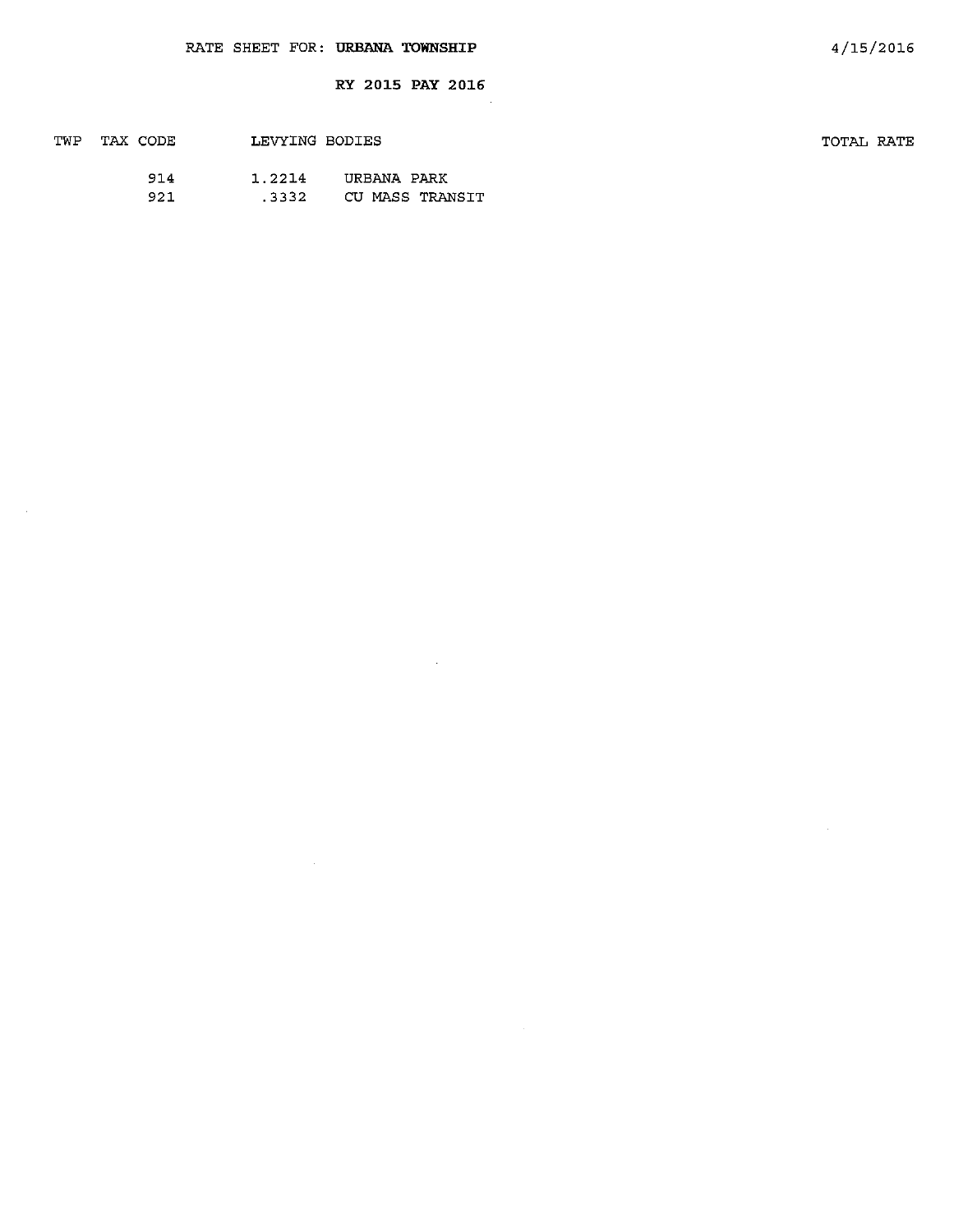RATE SHEET FOR: **URBANA TOWNSHIP**

**RY 2015 PAY 2016**

| TWP | TAX CODE | LEVYING BODIES | | TOTAL RATE |
|---|---|---|---|---|
| | 914 | 1.2214 | URBANA PARK | |
| | 921 | .3332 | CU MASS TRANSIT | |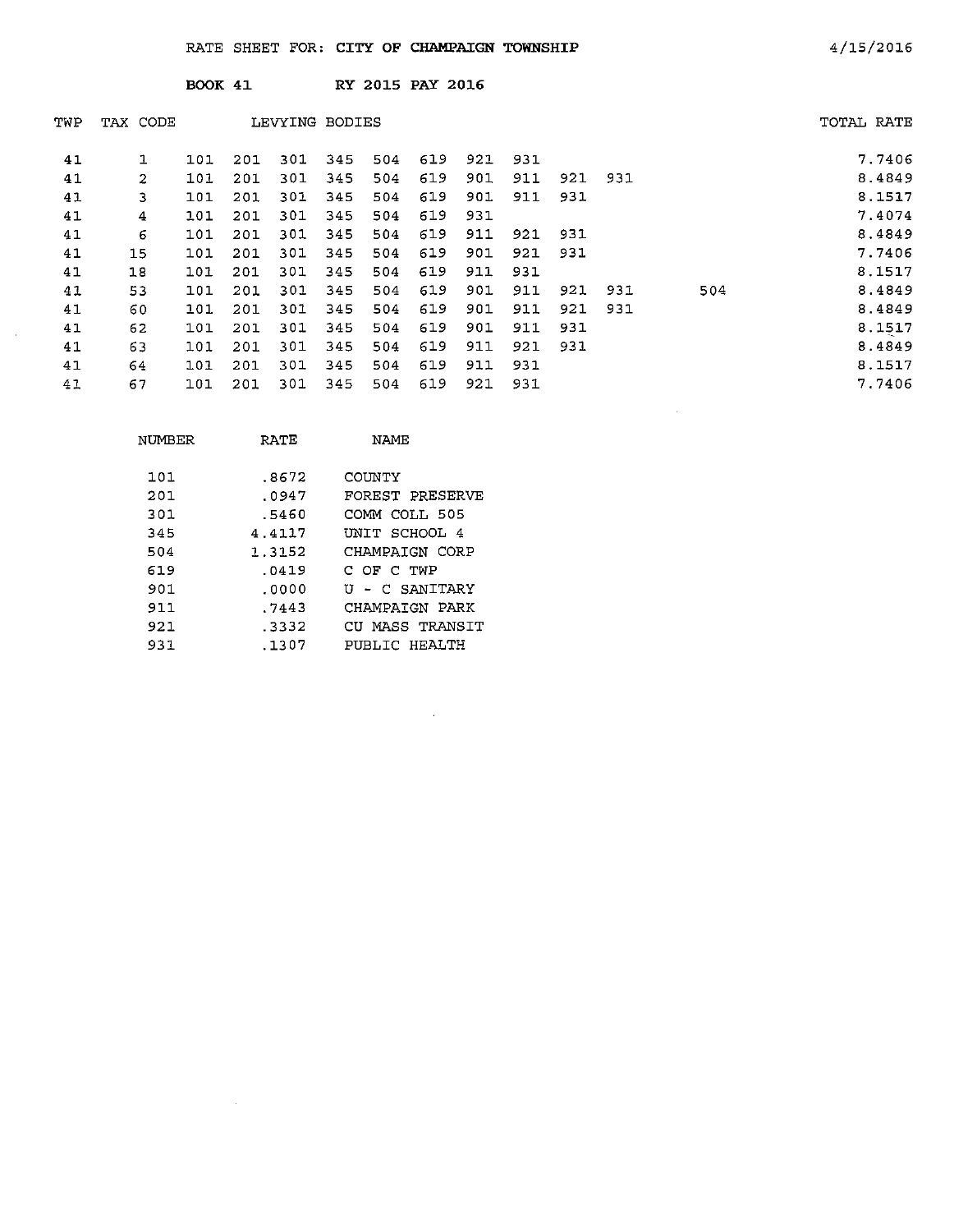RATE SHEET FOR: CITY OF CHAMPAIGN TOWNSHIP 4/15/2016

**BOOK 41** RY 2015 PAY 2016

| TWP | TAX CODE | LEVYING BODIES | | | | | | | | | | | TOTAL RATE |
|---|---|---|---|---|---|---|---|---|---|---|---|---|---|
| 41 | 1 | 101 | 201 | 301 | 345 | 504 | 619 | 921 | 931 | | | | 7.7406 |
| 41 | 2 | 101 | 201 | 301 | 345 | 504 | 619 | 901 | 911 | 921 | 931 | | 8.4849 |
| 41 | 3 | 101 | 201 | 301 | 345 | 504 | 619 | 901 | 911 | 931 | | | 8.1517 |
| 41 | 4 | 101 | 201 | 301 | 345 | 504 | 619 | 931 | | | | | 7.4074 |
| 41 | 6 | 101 | 201 | 301 | 345 | 504 | 619 | 911 | 921 | 931 | | | 8.4849 |
| 41 | 15 | 101 | 201 | 301 | 345 | 504 | 619 | 901 | 921 | 931 | | | 7.7406 |
| 41 | 18 | 101 | 201 | 301 | 345 | 504 | 619 | 911 | 931 | | | | 8.1517 |
| 41 | 53 | 101 | 201 | 301 | 345 | 504 | 619 | 901 | 911 | 921 | 931 | 504 | 8.4849 |
| 41 | 60 | 101 | 201 | 301 | 345 | 504 | 619 | 901 | 911 | 921 | 931 | | 8.4849 |
| 41 | 62 | 101 | 201 | 301 | 345 | 504 | 619 | 901 | 911 | 931 | | | 8.1517 |
| 41 | 63 | 101 | 201 | 301 | 345 | 504 | 619 | 911 | 921 | 931 | | | 8.4849 |
| 41 | 64 | 101 | 201 | 301 | 345 | 504 | 619 | 911 | 931 | | | | 8.1517 |
| 41 | 67 | 101 | 201 | 301 | 345 | 504 | 619 | 921 | 931 | | | | 7.7406 |

| NUMBER | RATE | NAME |
|---|---|---|
| 101 | .8672 | COUNTY |
| 201 | .0947 | FOREST PRESERVE |
| 301 | .5460 | COMM COLL 505 |
| 345 | 4.4117 | UNIT SCHOOL 4 |
| 504 | 1.3152 | CHAMPAIGN CORP |
| 619 | .0419 | C OF C TWP |
| 901 | .0000 | U - C SANITARY |
| 911 | .7443 | CHAMPAIGN PARK |
| 921 | .3332 | CU MASS TRANSIT |
| 931 | .1307 | PUBLIC HEALTH |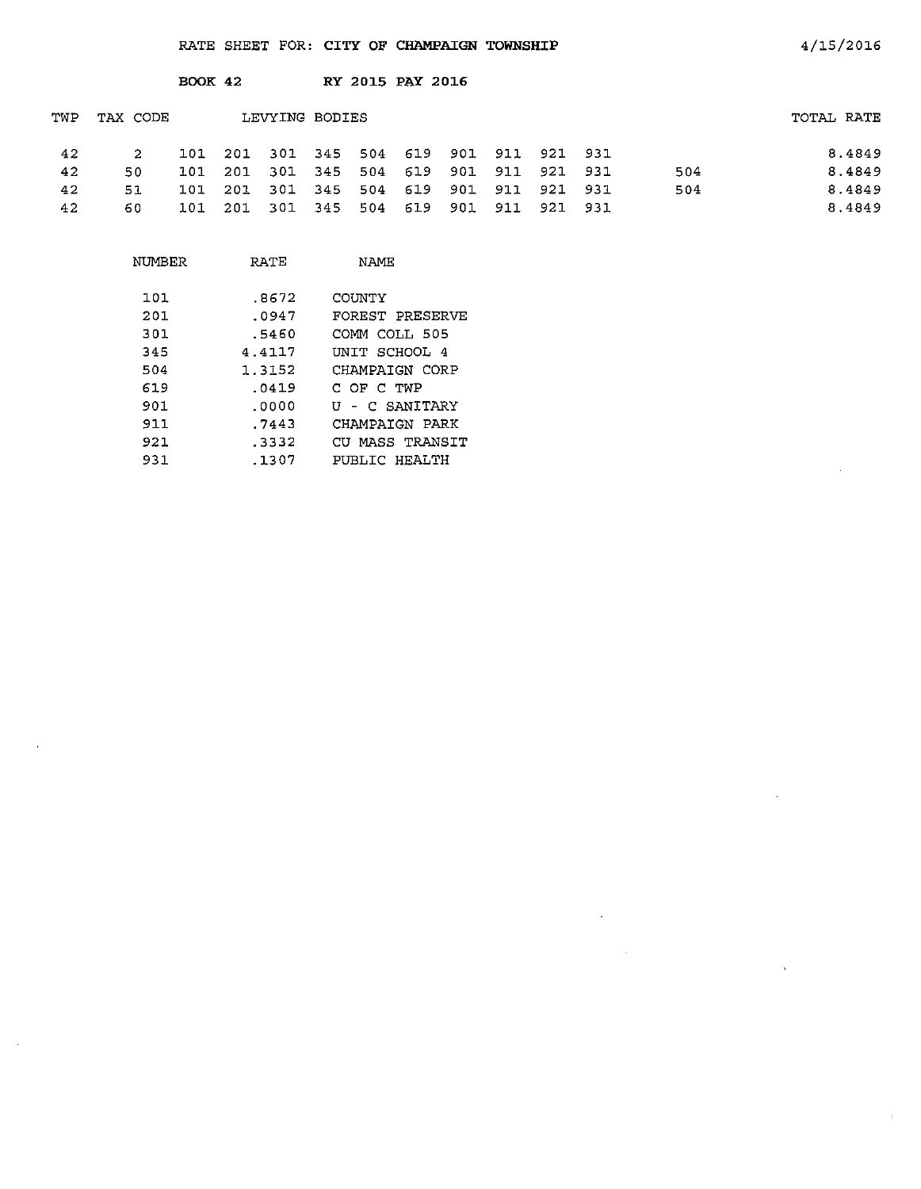RATE SHEET FOR: **CITY OF CHAMPAIGN TOWNSHIP** 4/15/2016

**BOOK 42** **RY 2015 PAY 2016**

| TWP | TAX CODE | LEVYING BODIES | | | | | | | | | | | TOTAL RATE |
|---|---|---|---|---|---|---|---|---|---|---|---|---|---|
| 42 | 2 | 101 | 201 | 301 | 345 | 504 | 619 | 901 | 911 | 921 | 931 | | 8.4849 |
| 42 | 50 | 101 | 201 | 301 | 345 | 504 | 619 | 901 | 911 | 921 | 931 | 504 | 8.4849 |
| 42 | 51 | 101 | 201 | 301 | 345 | 504 | 619 | 901 | 911 | 921 | 931 | 504 | 8.4849 |
| 42 | 60 | 101 | 201 | 301 | 345 | 504 | 619 | 901 | 911 | 921 | 931 | | 8.4849 |

| NUMBER | RATE | NAME |
|---|---|---|
| 101 | .8672 | COUNTY |
| 201 | .0947 | FOREST PRESERVE |
| 301 | .5460 | COMM COLL 505 |
| 345 | 4.4117 | UNIT SCHOOL 4 |
| 504 | 1.3152 | CHAMPAIGN CORP |
| 619 | .0419 | C OF C TWP |
| 901 | .0000 | U - C SANITARY |
| 911 | .7443 | CHAMPAIGN PARK |
| 921 | .3332 | CU MASS TRANSIT |
| 931 | .1307 | PUBLIC HEALTH |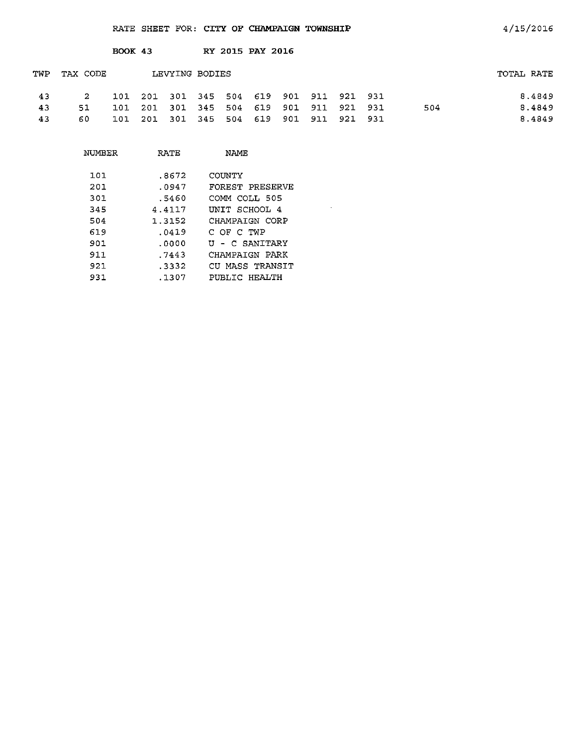RATE SHEET FOR: **CITY OF CHAMPAIGN TOWNSHIP** 4/15/2016

**BOOK 43** **RY 2015 PAY 2016**

| TWP | TAX CODE | LEVYING BODIES | | | | | | | | | | | TOTAL RATE |
|---|---|---|---|---|---|---|---|---|---|---|---|---|---|
| 43 | 2 | 101 | 201 | 301 | 345 | 504 | 619 | 901 | 911 | 921 | 931 | | 8.4849 |
| 43 | 51 | 101 | 201 | 301 | 345 | 504 | 619 | 901 | 911 | 921 | 931 | 504 | 8.4849 |
| 43 | 60 | 101 | 201 | 301 | 345 | 504 | 619 | 901 | 911 | 921 | 931 | | 8.4849 |

| NUMBER | RATE | NAME |
|---|---|---|
| 101 | .8672 | COUNTY |
| 201 | .0947 | FOREST PRESERVE |
| 301 | .5460 | COMM COLL 505 |
| 345 | 4.4117 | UNIT SCHOOL 4 |
| 504 | 1.3152 | CHAMPAIGN CORP |
| 619 | .0419 | C OF C TWP |
| 901 | .0000 | U - C SANITARY |
| 911 | .7443 | CHAMPAIGN PARK |
| 921 | .3332 | CU MASS TRANSIT |
| 931 | .1307 | PUBLIC HEALTH |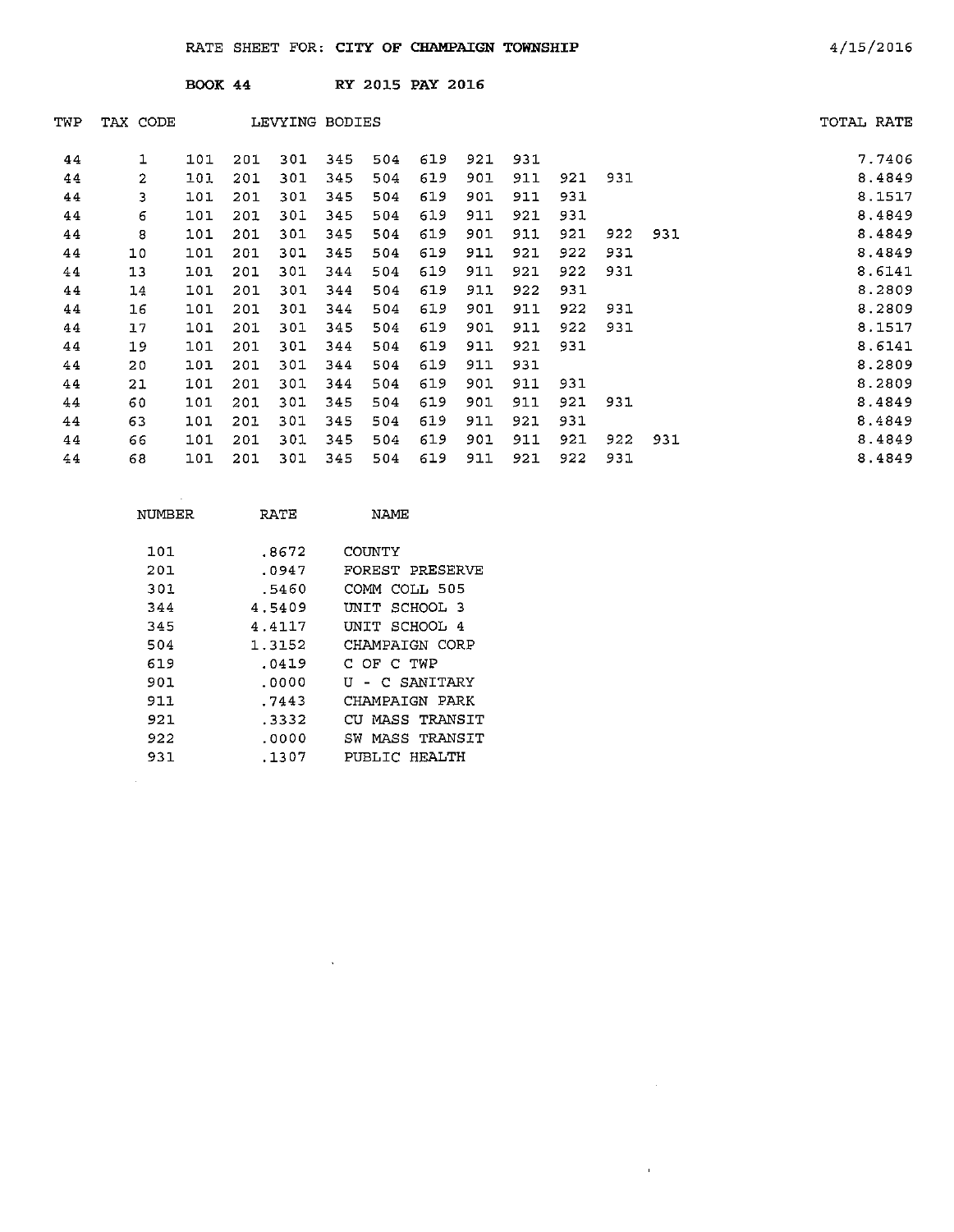RATE SHEET FOR: **CITY OF CHAMPAIGN TOWNSHIP** 4/15/2016

**BOOK 44** **RY 2015 PAY 2016**

| TWP | TAX CODE | LEVYING BODIES | | | | | | | | | | | TOTAL RATE |
|---|---|---|---|---|---|---|---|---|---|---|---|---|---|
| 44 | 1 | 101 | 201 | 301 | 345 | 504 | 619 | 921 | 931 | | | | 7.7406 |
| 44 | 2 | 101 | 201 | 301 | 345 | 504 | 619 | 901 | 911 | 921 | 931 | | 8.4849 |
| 44 | 3 | 101 | 201 | 301 | 345 | 504 | 619 | 901 | 911 | 931 | | | 8.1517 |
| 44 | 6 | 101 | 201 | 301 | 345 | 504 | 619 | 911 | 921 | 931 | | | 8.4849 |
| 44 | 8 | 101 | 201 | 301 | 345 | 504 | 619 | 901 | 911 | 921 | 922 | 931 | 8.4849 |
| 44 | 10 | 101 | 201 | 301 | 345 | 504 | 619 | 911 | 921 | 922 | 931 | | 8.4849 |
| 44 | 13 | 101 | 201 | 301 | 344 | 504 | 619 | 911 | 921 | 922 | 931 | | 8.6141 |
| 44 | 14 | 101 | 201 | 301 | 344 | 504 | 619 | 911 | 922 | 931 | | | 8.2809 |
| 44 | 16 | 101 | 201 | 301 | 344 | 504 | 619 | 901 | 911 | 922 | 931 | | 8.2809 |
| 44 | 17 | 101 | 201 | 301 | 345 | 504 | 619 | 901 | 911 | 922 | 931 | | 8.1517 |
| 44 | 19 | 101 | 201 | 301 | 344 | 504 | 619 | 911 | 921 | 931 | | | 8.6141 |
| 44 | 20 | 101 | 201 | 301 | 344 | 504 | 619 | 911 | 931 | | | | 8.2809 |
| 44 | 21 | 101 | 201 | 301 | 344 | 504 | 619 | 901 | 911 | 931 | | | 8.2809 |
| 44 | 60 | 101 | 201 | 301 | 345 | 504 | 619 | 901 | 911 | 921 | 931 | | 8.4849 |
| 44 | 63 | 101 | 201 | 301 | 345 | 504 | 619 | 911 | 921 | 931 | | | 8.4849 |
| 44 | 66 | 101 | 201 | 301 | 345 | 504 | 619 | 901 | 911 | 921 | 922 | 931 | 8.4849 |
| 44 | 68 | 101 | 201 | 301 | 345 | 504 | 619 | 911 | 921 | 922 | 931 | | 8.4849 |

| NUMBER | RATE | NAME |
|---|---|---|
| 101 | .8672 | COUNTY |
| 201 | .0947 | FOREST PRESERVE |
| 301 | .5460 | COMM COLL 505 |
| 344 | 4.5409 | UNIT SCHOOL 3 |
| 345 | 4.4117 | UNIT SCHOOL 4 |
| 504 | 1.3152 | CHAMPAIGN CORP |
| 619 | .0419 | C OF C TWP |
| 901 | .0000 | U - C SANITARY |
| 911 | .7443 | CHAMPAIGN PARK |
| 921 | .3332 | CU MASS TRANSIT |
| 922 | .0000 | SW MASS TRANSIT |
| 931 | .1307 | PUBLIC HEALTH |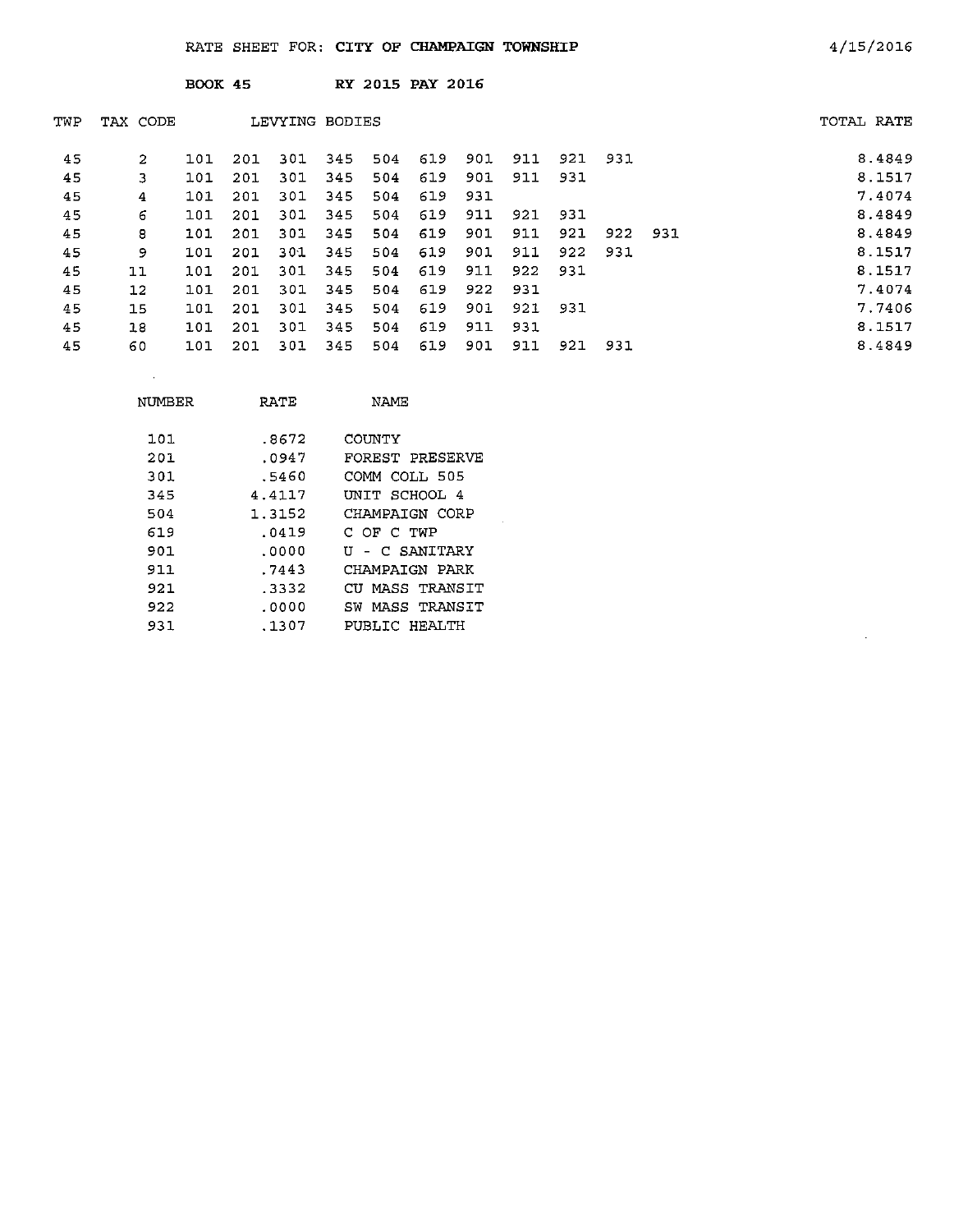RATE SHEET FOR: **CITY OF CHAMPAIGN TOWNSHIP** 4/15/2016

**BOOK 45** **RY 2015 PAY 2016**

| TWP | TAX CODE | LEVYING BODIES | | | | | | | | | | | TOTAL RATE |
|---|---|---|---|---|---|---|---|---|---|---|---|---|---|
| 45 | 2 | 101 | 201 | 301 | 345 | 504 | 619 | 901 | 911 | 921 | 931 | | 8.4849 |
| 45 | 3 | 101 | 201 | 301 | 345 | 504 | 619 | 901 | 911 | 931 | | | 8.1517 |
| 45 | 4 | 101 | 201 | 301 | 345 | 504 | 619 | 931 | | | | | 7.4074 |
| 45 | 6 | 101 | 201 | 301 | 345 | 504 | 619 | 911 | 921 | 931 | | | 8.4849 |
| 45 | 8 | 101 | 201 | 301 | 345 | 504 | 619 | 901 | 911 | 921 | 922 | 931 | 8.4849 |
| 45 | 9 | 101 | 201 | 301 | 345 | 504 | 619 | 901 | 911 | 922 | 931 | | 8.1517 |
| 45 | 11 | 101 | 201 | 301 | 345 | 504 | 619 | 911 | 922 | 931 | | | 8.1517 |
| 45 | 12 | 101 | 201 | 301 | 345 | 504 | 619 | 922 | 931 | | | | 7.4074 |
| 45 | 15 | 101 | 201 | 301 | 345 | 504 | 619 | 901 | 921 | 931 | | | 7.7406 |
| 45 | 18 | 101 | 201 | 301 | 345 | 504 | 619 | 911 | 931 | | | | 8.1517 |
| 45 | 60 | 101 | 201 | 301 | 345 | 504 | 619 | 901 | 911 | 921 | 931 | | 8.4849 |

| NUMBER | RATE | NAME |
|---|---|---|
| 101 | .8672 | COUNTY |
| 201 | .0947 | FOREST PRESERVE |
| 301 | .5460 | COMM COLL 505 |
| 345 | 4.4117 | UNIT SCHOOL 4 |
| 504 | 1.3152 | CHAMPAIGN CORP |
| 619 | .0419 | C OF C TWP |
| 901 | .0000 | U - C SANITARY |
| 911 | .7443 | CHAMPAIGN PARK |
| 921 | .3332 | CU MASS TRANSIT |
| 922 | .0000 | SW MASS TRANSIT |
| 931 | .1307 | PUBLIC HEALTH |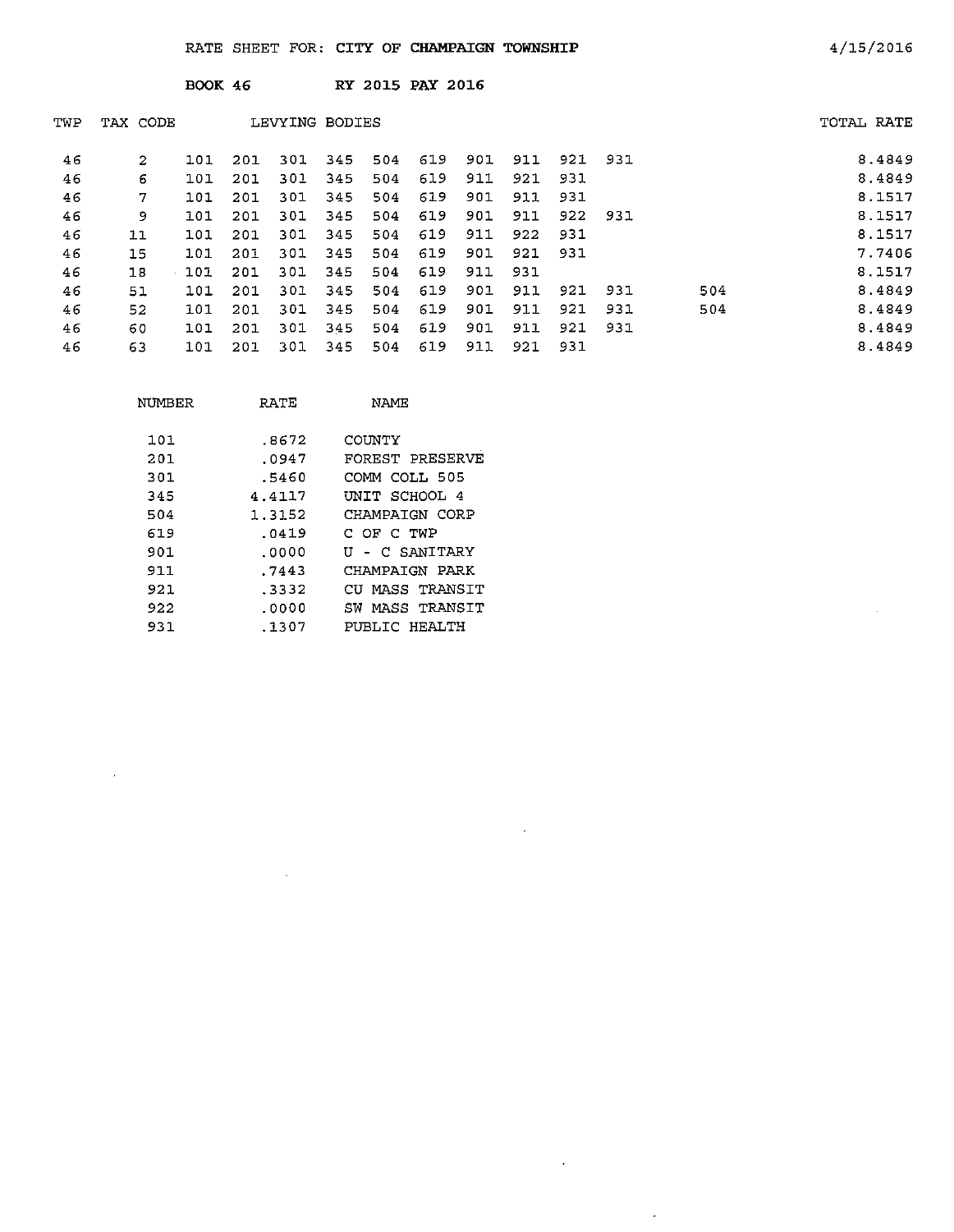RATE SHEET FOR: CITY OF CHAMPAIGN TOWNSHIP

4/15/2016

BOOK 46 RY 2015 PAY 2016

| TWP | TAX CODE | LEVYING BODIES | | | | | | | | | | | TOTAL RATE |
|---|---|---|---|---|---|---|---|---|---|---|---|---|---|
| 46 | 2 | 101 | 201 | 301 | 345 | 504 | 619 | 901 | 911 | 921 | 931 | | 8.4849 |
| 46 | 6 | 101 | 201 | 301 | 345 | 504 | 619 | 911 | 921 | 931 | | | 8.4849 |
| 46 | 7 | 101 | 201 | 301 | 345 | 504 | 619 | 901 | 911 | 931 | | | 8.1517 |
| 46 | 9 | 101 | 201 | 301 | 345 | 504 | 619 | 901 | 911 | 922 | 931 | | 8.1517 |
| 46 | 11 | 101 | 201 | 301 | 345 | 504 | 619 | 911 | 922 | 931 | | | 8.1517 |
| 46 | 15 | 101 | 201 | 301 | 345 | 504 | 619 | 901 | 921 | 931 | | | 7.7406 |
| 46 | 18 | 101 | 201 | 301 | 345 | 504 | 619 | 911 | 931 | | | | 8.1517 |
| 46 | 51 | 101 | 201 | 301 | 345 | 504 | 619 | 901 | 911 | 921 | 931 | 504 | 8.4849 |
| 46 | 52 | 101 | 201 | 301 | 345 | 504 | 619 | 901 | 911 | 921 | 931 | 504 | 8.4849 |
| 46 | 60 | 101 | 201 | 301 | 345 | 504 | 619 | 901 | 911 | 921 | 931 | | 8.4849 |
| 46 | 63 | 101 | 201 | 301 | 345 | 504 | 619 | 911 | 921 | 931 | | | 8.4849 |

| NUMBER | RATE | NAME |
|---|---|---|
| 101 | .8672 | COUNTY |
| 201 | .0947 | FOREST PRESERVE |
| 301 | .5460 | COMM COLL 505 |
| 345 | 4.4117 | UNIT SCHOOL 4 |
| 504 | 1.3152 | CHAMPAIGN CORP |
| 619 | .0419 | C OF C TWP |
| 901 | .0000 | U - C SANITARY |
| 911 | .7443 | CHAMPAIGN PARK |
| 921 | .3332 | CU MASS TRANSIT |
| 922 | .0000 | SW MASS TRANSIT |
| 931 | .1307 | PUBLIC HEALTH |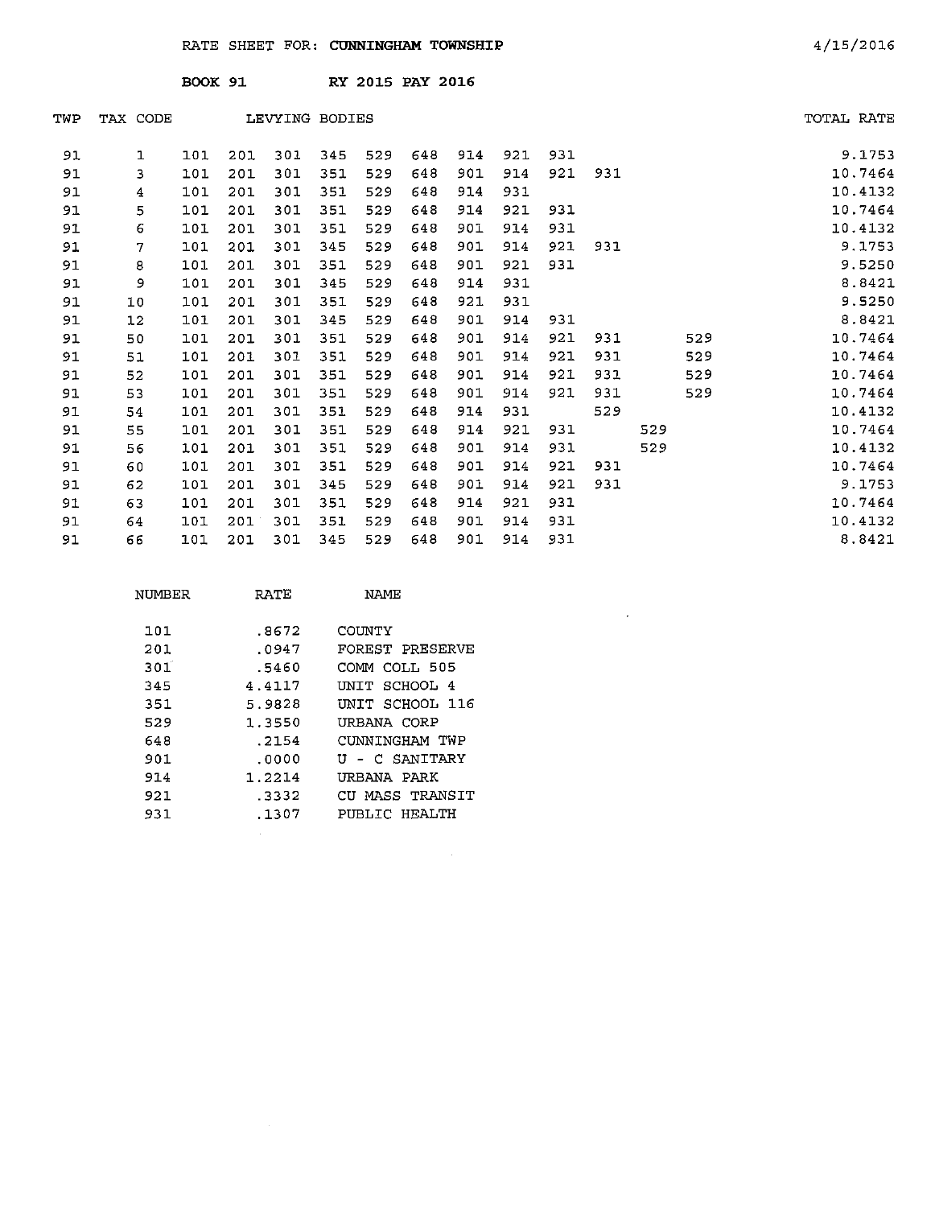RATE SHEET FOR: **CUNNINGHAM TOWNSHIP** 4/15/2016

**BOOK 91** **RY 2015 PAY 2016**

| TWP | TAX CODE | LEVYING BODIES | | | | | | | | | | | | TOTAL RATE |
|---|---|---|---|---|---|---|---|---|---|---|---|---|---|---|
| 91 | 1 | 101 | 201 | 301 | 345 | 529 | 648 | 914 | 921 | 931 | | | | 9.1753 |
| 91 | 3 | 101 | 201 | 301 | 351 | 529 | 648 | 901 | 914 | 921 | 931 | | | 10.7464 |
| 91 | 4 | 101 | 201 | 301 | 351 | 529 | 648 | 914 | 931 | | | | | 10.4132 |
| 91 | 5 | 101 | 201 | 301 | 351 | 529 | 648 | 914 | 921 | 931 | | | | 10.7464 |
| 91 | 6 | 101 | 201 | 301 | 351 | 529 | 648 | 901 | 914 | 931 | | | | 10.4132 |
| 91 | 7 | 101 | 201 | 301 | 345 | 529 | 648 | 901 | 914 | 921 | 931 | | | 9.1753 |
| 91 | 8 | 101 | 201 | 301 | 351 | 529 | 648 | 901 | 921 | 931 | | | | 9.5250 |
| 91 | 9 | 101 | 201 | 301 | 345 | 529 | 648 | 914 | 931 | | | | | 8.8421 |
| 91 | 10 | 101 | 201 | 301 | 351 | 529 | 648 | 921 | 931 | | | | | 9.5250 |
| 91 | 12 | 101 | 201 | 301 | 345 | 529 | 648 | 901 | 914 | 931 | | | | 8.8421 |
| 91 | 50 | 101 | 201 | 301 | 351 | 529 | 648 | 901 | 914 | 921 | 931 | | 529 | 10.7464 |
| 91 | 51 | 101 | 201 | 301 | 351 | 529 | 648 | 901 | 914 | 921 | 931 | | 529 | 10.7464 |
| 91 | 52 | 101 | 201 | 301 | 351 | 529 | 648 | 901 | 914 | 921 | 931 | | 529 | 10.7464 |
| 91 | 53 | 101 | 201 | 301 | 351 | 529 | 648 | 901 | 914 | 921 | 931 | | 529 | 10.7464 |
| 91 | 54 | 101 | 201 | 301 | 351 | 529 | 648 | 914 | 931 | | 529 | | | 10.4132 |
| 91 | 55 | 101 | 201 | 301 | 351 | 529 | 648 | 914 | 921 | 931 | | 529 | | 10.7464 |
| 91 | 56 | 101 | 201 | 301 | 351 | 529 | 648 | 901 | 914 | 931 | | 529 | | 10.4132 |
| 91 | 60 | 101 | 201 | 301 | 351 | 529 | 648 | 901 | 914 | 921 | 931 | | | 10.7464 |
| 91 | 62 | 101 | 201 | 301 | 345 | 529 | 648 | 901 | 914 | 921 | 931 | | | 9.1753 |
| 91 | 63 | 101 | 201 | 301 | 351 | 529 | 648 | 914 | 921 | 931 | | | | 10.7464 |
| 91 | 64 | 101 | 201 | 301 | 351 | 529 | 648 | 901 | 914 | 931 | | | | 10.4132 |
| 91 | 66 | 101 | 201 | 301 | 345 | 529 | 648 | 901 | 914 | 931 | | | | 8.8421 |

| NUMBER | RATE | NAME |
|---|---|---|
| 101 | .8672 | COUNTY |
| 201 | .0947 | FOREST PRESERVE |
| 301 | .5460 | COMM COLL 505 |
| 345 | 4.4117 | UNIT SCHOOL 4 |
| 351 | 5.9828 | UNIT SCHOOL 116 |
| 529 | 1.3550 | URBANA CORP |
| 648 | .2154 | CUNNINGHAM TWP |
| 901 | .0000 | U - C SANITARY |
| 914 | 1.2214 | URBANA PARK |
| 921 | .3332 | CU MASS TRANSIT |
| 931 | .1307 | PUBLIC HEALTH |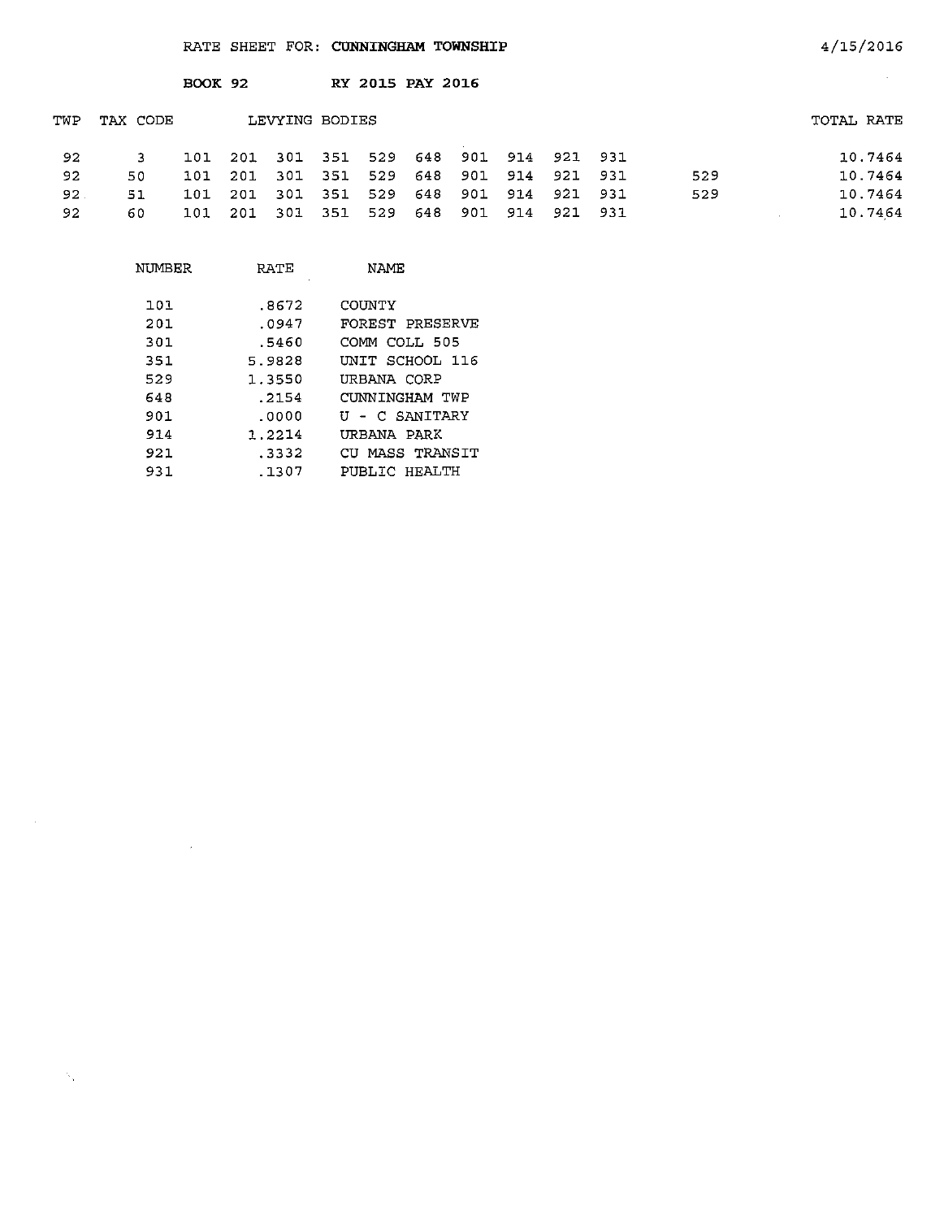RATE SHEET FOR: **CUNNINGHAM TOWNSHIP** 4/15/2016

**BOOK 92** **RY 2015 PAY 2016**

| TWP | TAX CODE | LEVYING BODIES | | | | | | | | | | | TOTAL RATE |
|---|---|---|---|---|---|---|---|---|---|---|---|---|---|
| 92 | 3 | 101 | 201 | 301 | 351 | 529 | 648 | 901 | 914 | 921 | 931 | | 10.7464 |
| 92 | 50 | 101 | 201 | 301 | 351 | 529 | 648 | 901 | 914 | 921 | 931 | 529 | 10.7464 |
| 92 | 51 | 101 | 201 | 301 | 351 | 529 | 648 | 901 | 914 | 921 | 931 | 529 | 10.7464 |
| 92 | 60 | 101 | 201 | 301 | 351 | 529 | 648 | 901 | 914 | 921 | 931 | | 10.7464 |

| NUMBER | RATE | NAME |
|---|---|---|
| 101 | .8672 | COUNTY |
| 201 | .0947 | FOREST PRESERVE |
| 301 | .5460 | COMM COLL 505 |
| 351 | 5.9828 | UNIT SCHOOL 116 |
| 529 | 1.3550 | URBANA CORP |
| 648 | .2154 | CUNNINGHAM TWP |
| 901 | .0000 | U - C SANITARY |
| 914 | 1.2214 | URBANA PARK |
| 921 | .3332 | CU MASS TRANSIT |
| 931 | .1307 | PUBLIC HEALTH |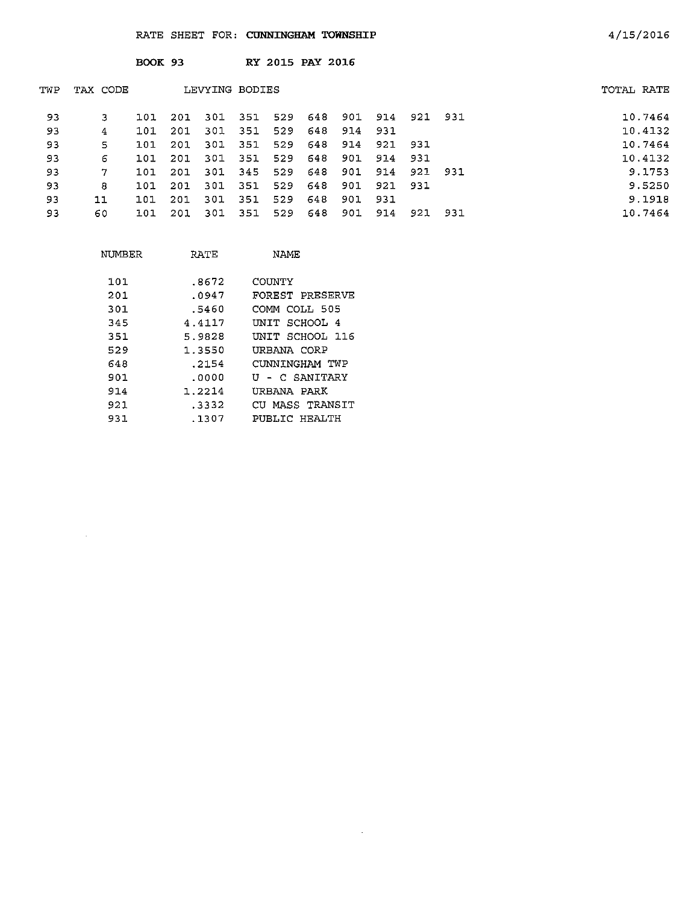RATE SHEET FOR: **CUNNINGHAM TOWNSHIP** 4/15/2016

**BOOK 93** **RY 2015 PAY 2016**

| TWP | TAX CODE | LEVYING BODIES | | | | | | | | | | TOTAL RATE |
|---|---|---|---|---|---|---|---|---|---|---|---|---|
| 93 | 3 | 101 | 201 | 301 | 351 | 529 | 648 | 901 | 914 | 921 | 931 | 10.7464 |
| 93 | 4 | 101 | 201 | 301 | 351 | 529 | 648 | 914 | 931 | | | 10.4132 |
| 93 | 5 | 101 | 201 | 301 | 351 | 529 | 648 | 914 | 921 | 931 | | 10.7464 |
| 93 | 6 | 101 | 201 | 301 | 351 | 529 | 648 | 901 | 914 | 931 | | 10.4132 |
| 93 | 7 | 101 | 201 | 301 | 345 | 529 | 648 | 901 | 914 | 921 | 931 | 9.1753 |
| 93 | 8 | 101 | 201 | 301 | 351 | 529 | 648 | 901 | 921 | 931 | | 9.5250 |
| 93 | 11 | 101 | 201 | 301 | 351 | 529 | 648 | 901 | 931 | | | 9.1918 |
| 93 | 60 | 101 | 201 | 301 | 351 | 529 | 648 | 901 | 914 | 921 | 931 | 10.7464 |

| NUMBER | RATE | NAME |
|---|---|---|
| 101 | .8672 | COUNTY |
| 201 | .0947 | FOREST PRESERVE |
| 301 | .5460 | COMM COLL 505 |
| 345 | 4.4117 | UNIT SCHOOL 4 |
| 351 | 5.9828 | UNIT SCHOOL 116 |
| 529 | 1.3550 | URBANA CORP |
| 648 | .2154 | CUNNINGHAM TWP |
| 901 | .0000 | U - C SANITARY |
| 914 | 1.2214 | URBANA PARK |
| 921 | .3332 | CU MASS TRANSIT |
| 931 | .1307 | PUBLIC HEALTH |